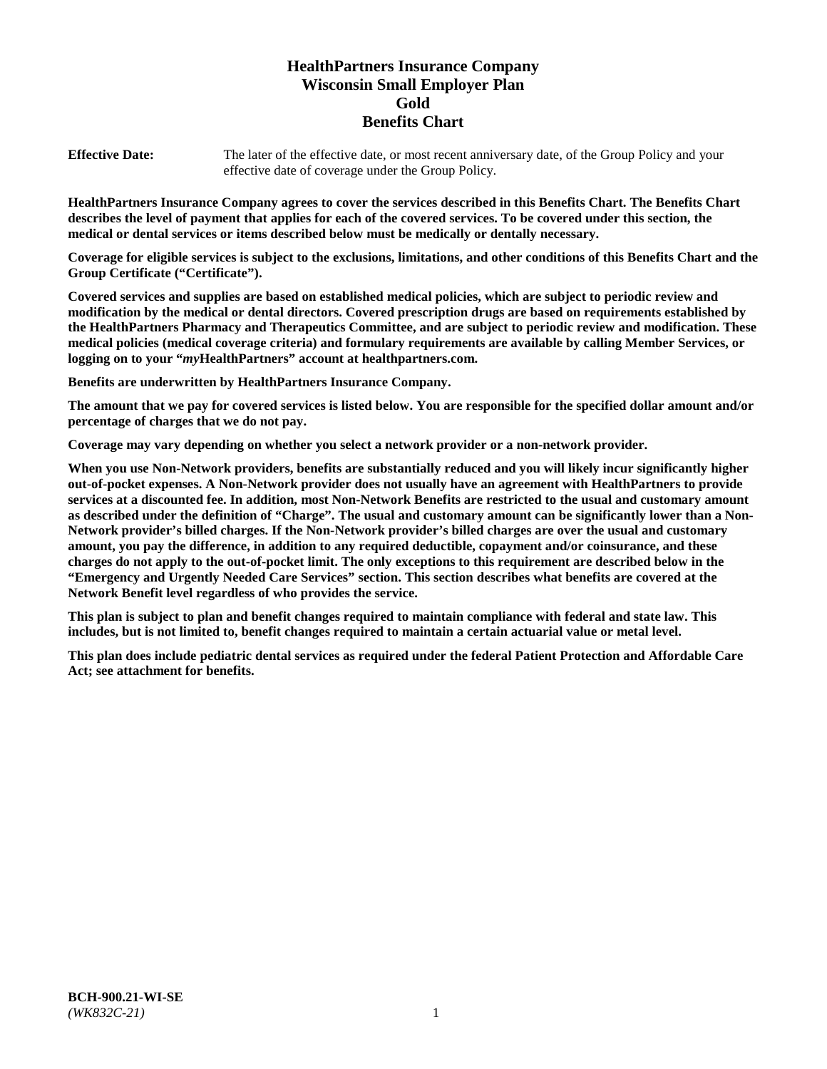# HealthPartners Insurance Company
# Wisconsin Small Employer Plan
# Gold
# Benefits Chart

**Effective Date:** The later of the effective date, or most recent anniversary date, of the Group Policy and your effective date of coverage under the Group Policy.

**HealthPartners Insurance Company agrees to cover the services described in this Benefits Chart. The Benefits Chart describes the level of payment that applies for each of the covered services. To be covered under this section, the medical or dental services or items described below must be medically or dentally necessary.**

**Coverage for eligible services is subject to the exclusions, limitations, and other conditions of this Benefits Chart and the Group Certificate ("Certificate").**

**Covered services and supplies are based on established medical policies, which are subject to periodic review and modification by the medical or dental directors. Covered prescription drugs are based on requirements established by the HealthPartners Pharmacy and Therapeutics Committee, and are subject to periodic review and modification. These medical policies (medical coverage criteria) and formulary requirements are available by calling Member Services, or logging on to your "*my*HealthPartners" account at healthpartners.com.**

**Benefits are underwritten by HealthPartners Insurance Company.**

**The amount that we pay for covered services is listed below. You are responsible for the specified dollar amount and/or percentage of charges that we do not pay.**

**Coverage may vary depending on whether you select a network provider or a non-network provider.**

**When you use Non-Network providers, benefits are substantially reduced and you will likely incur significantly higher out-of-pocket expenses. A Non-Network provider does not usually have an agreement with HealthPartners to provide services at a discounted fee. In addition, most Non-Network Benefits are restricted to the usual and customary amount as described under the definition of "Charge". The usual and customary amount can be significantly lower than a Non-Network provider's billed charges. If the Non-Network provider's billed charges are over the usual and customary amount, you pay the difference, in addition to any required deductible, copayment and/or coinsurance, and these charges do not apply to the out-of-pocket limit. The only exceptions to this requirement are described below in the "Emergency and Urgently Needed Care Services" section. This section describes what benefits are covered at the Network Benefit level regardless of who provides the service.**

**This plan is subject to plan and benefit changes required to maintain compliance with federal and state law. This includes, but is not limited to, benefit changes required to maintain a certain actuarial value or metal level.**

**This plan does include pediatric dental services as required under the federal Patient Protection and Affordable Care Act; see attachment for benefits.**

**BCH-900.21-WI-SE**
*(WK832C-21)*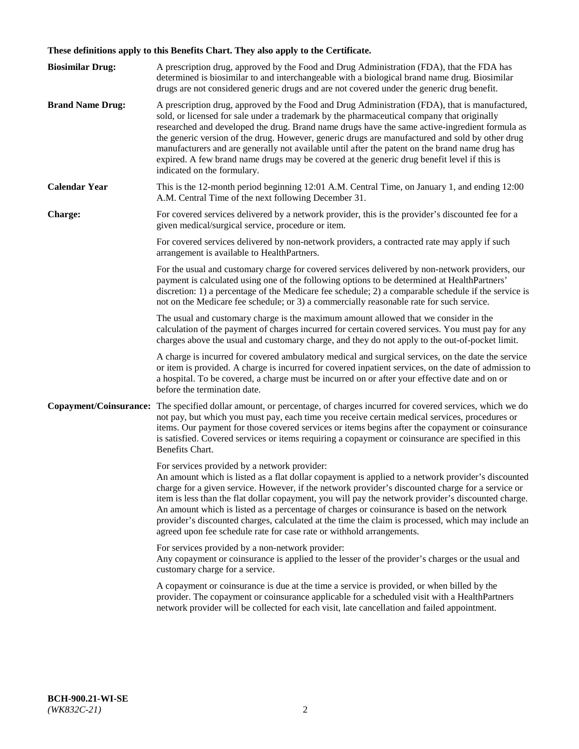**These definitions apply to this Benefits Chart. They also apply to the Certificate.**

**Biosimilar Drug:** A prescription drug, approved by the Food and Drug Administration (FDA), that the FDA has determined is biosimilar to and interchangeable with a biological brand name drug. Biosimilar drugs are not considered generic drugs and are not covered under the generic drug benefit.

**Brand Name Drug:** A prescription drug, approved by the Food and Drug Administration (FDA), that is manufactured, sold, or licensed for sale under a trademark by the pharmaceutical company that originally researched and developed the drug. Brand name drugs have the same active-ingredient formula as the generic version of the drug. However, generic drugs are manufactured and sold by other drug manufacturers and are generally not available until after the patent on the brand name drug has expired. A few brand name drugs may be covered at the generic drug benefit level if this is indicated on the formulary.

**Calendar Year** This is the 12-month period beginning 12:01 A.M. Central Time, on January 1, and ending 12:00 A.M. Central Time of the next following December 31.

**Charge:** For covered services delivered by a network provider, this is the provider's discounted fee for a given medical/surgical service, procedure or item.

For covered services delivered by non-network providers, a contracted rate may apply if such arrangement is available to HealthPartners.

For the usual and customary charge for covered services delivered by non-network providers, our payment is calculated using one of the following options to be determined at HealthPartners' discretion: 1) a percentage of the Medicare fee schedule; 2) a comparable schedule if the service is not on the Medicare fee schedule; or 3) a commercially reasonable rate for such service.

The usual and customary charge is the maximum amount allowed that we consider in the calculation of the payment of charges incurred for certain covered services. You must pay for any charges above the usual and customary charge, and they do not apply to the out-of-pocket limit.

A charge is incurred for covered ambulatory medical and surgical services, on the date the service or item is provided. A charge is incurred for covered inpatient services, on the date of admission to a hospital. To be covered, a charge must be incurred on or after your effective date and on or before the termination date.

**Copayment/Coinsurance:** The specified dollar amount, or percentage, of charges incurred for covered services, which we do not pay, but which you must pay, each time you receive certain medical services, procedures or items. Our payment for those covered services or items begins after the copayment or coinsurance is satisfied. Covered services or items requiring a copayment or coinsurance are specified in this Benefits Chart.

For services provided by a network provider:
An amount which is listed as a flat dollar copayment is applied to a network provider's discounted charge for a given service. However, if the network provider's discounted charge for a service or item is less than the flat dollar copayment, you will pay the network provider's discounted charge. An amount which is listed as a percentage of charges or coinsurance is based on the network provider's discounted charges, calculated at the time the claim is processed, which may include an agreed upon fee schedule rate for case rate or withhold arrangements.

For services provided by a non-network provider:
Any copayment or coinsurance is applied to the lesser of the provider's charges or the usual and customary charge for a service.

A copayment or coinsurance is due at the time a service is provided, or when billed by the provider. The copayment or coinsurance applicable for a scheduled visit with a HealthPartners network provider will be collected for each visit, late cancellation and failed appointment.

**BCH-900.21-WI-SE**
*(WK832C-21)*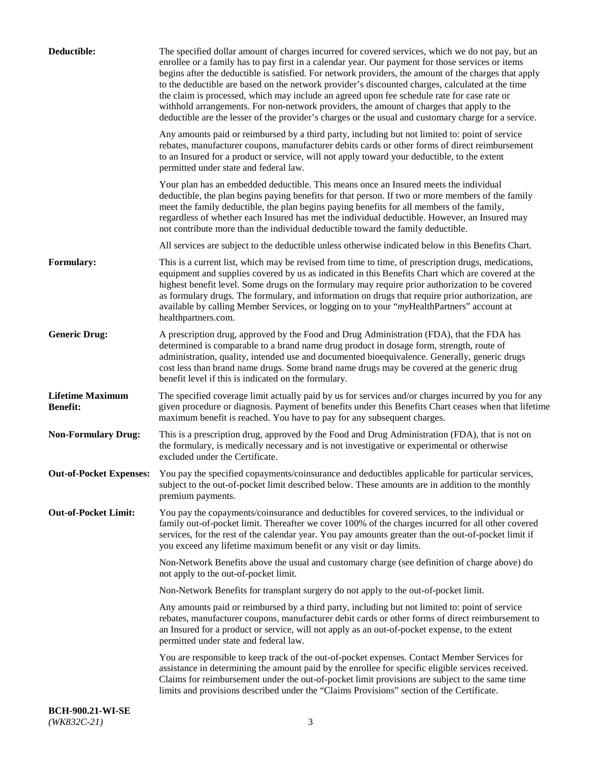**Deductible:** The specified dollar amount of charges incurred for covered services, which we do not pay, but an enrollee or a family has to pay first in a calendar year. Our payment for those services or items begins after the deductible is satisfied. For network providers, the amount of the charges that apply to the deductible are based on the network provider's discounted charges, calculated at the time the claim is processed, which may include an agreed upon fee schedule rate for case rate or withhold arrangements. For non-network providers, the amount of charges that apply to the deductible are the lesser of the provider's charges or the usual and customary charge for a service.

Any amounts paid or reimbursed by a third party, including but not limited to: point of service rebates, manufacturer coupons, manufacturer debits cards or other forms of direct reimbursement to an Insured for a product or service, will not apply toward your deductible, to the extent permitted under state and federal law.

Your plan has an embedded deductible. This means once an Insured meets the individual deductible, the plan begins paying benefits for that person. If two or more members of the family meet the family deductible, the plan begins paying benefits for all members of the family, regardless of whether each Insured has met the individual deductible. However, an Insured may not contribute more than the individual deductible toward the family deductible.

All services are subject to the deductible unless otherwise indicated below in this Benefits Chart.

**Formulary:** This is a current list, which may be revised from time to time, of prescription drugs, medications, equipment and supplies covered by us as indicated in this Benefits Chart which are covered at the highest benefit level. Some drugs on the formulary may require prior authorization to be covered as formulary drugs. The formulary, and information on drugs that require prior authorization, are available by calling Member Services, or logging on to your "*my*HealthPartners" account at healthpartners.com.

**Generic Drug:** A prescription drug, approved by the Food and Drug Administration (FDA), that the FDA has determined is comparable to a brand name drug product in dosage form, strength, route of administration, quality, intended use and documented bioequivalence. Generally, generic drugs cost less than brand name drugs. Some brand name drugs may be covered at the generic drug benefit level if this is indicated on the formulary.

**Lifetime Maximum Benefit:** The specified coverage limit actually paid by us for services and/or charges incurred by you for any given procedure or diagnosis. Payment of benefits under this Benefits Chart ceases when that lifetime maximum benefit is reached. You have to pay for any subsequent charges.

**Non-Formulary Drug:** This is a prescription drug, approved by the Food and Drug Administration (FDA), that is not on the formulary, is medically necessary and is not investigative or experimental or otherwise excluded under the Certificate.

**Out-of-Pocket Expenses:** You pay the specified copayments/coinsurance and deductibles applicable for particular services, subject to the out-of-pocket limit described below. These amounts are in addition to the monthly premium payments.

**Out-of-Pocket Limit:** You pay the copayments/coinsurance and deductibles for covered services, to the individual or family out-of-pocket limit. Thereafter we cover 100% of the charges incurred for all other covered services, for the rest of the calendar year. You pay amounts greater than the out-of-pocket limit if you exceed any lifetime maximum benefit or any visit or day limits.

Non-Network Benefits above the usual and customary charge (see definition of charge above) do not apply to the out-of-pocket limit.

Non-Network Benefits for transplant surgery do not apply to the out-of-pocket limit.

Any amounts paid or reimbursed by a third party, including but not limited to: point of service rebates, manufacturer coupons, manufacturer debit cards or other forms of direct reimbursement to an Insured for a product or service, will not apply as an out-of-pocket expense, to the extent permitted under state and federal law.

You are responsible to keep track of the out-of-pocket expenses. Contact Member Services for assistance in determining the amount paid by the enrollee for specific eligible services received. Claims for reimbursement under the out-of-pocket limit provisions are subject to the same time limits and provisions described under the "Claims Provisions" section of the Certificate.

**BCH-900.21-WI-SE**
*(WK832C-21)*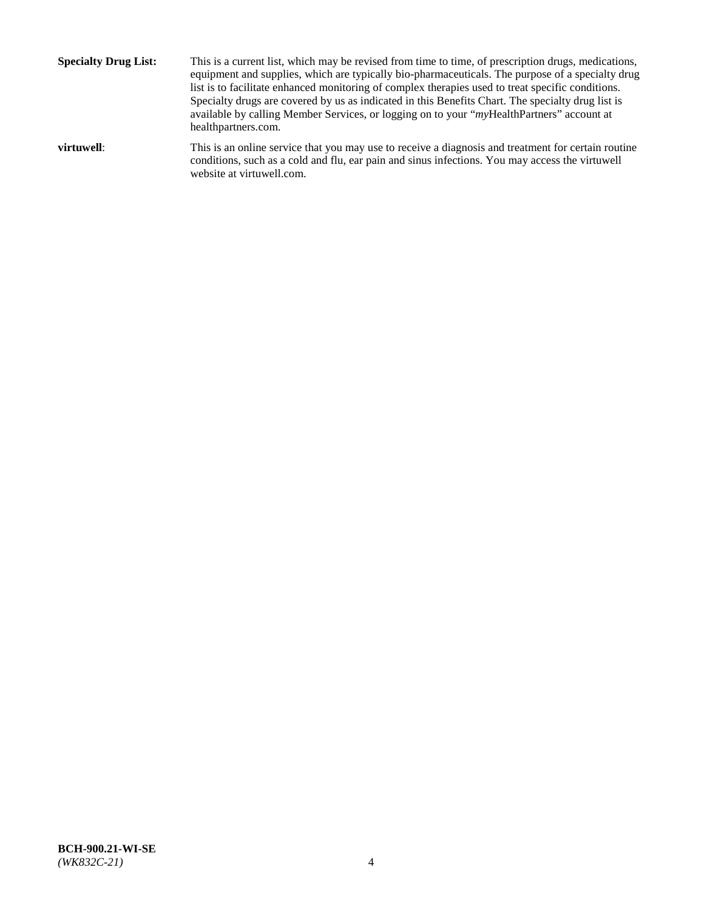**Specialty Drug List:** This is a current list, which may be revised from time to time, of prescription drugs, medications, equipment and supplies, which are typically bio-pharmaceuticals. The purpose of a specialty drug list is to facilitate enhanced monitoring of complex therapies used to treat specific conditions. Specialty drugs are covered by us as indicated in this Benefits Chart. The specialty drug list is available by calling Member Services, or logging on to your "*my*HealthPartners" account at healthpartners.com.

**virtuwell**: This is an online service that you may use to receive a diagnosis and treatment for certain routine conditions, such as a cold and flu, ear pain and sinus infections. You may access the virtuwell website at virtuwell.com.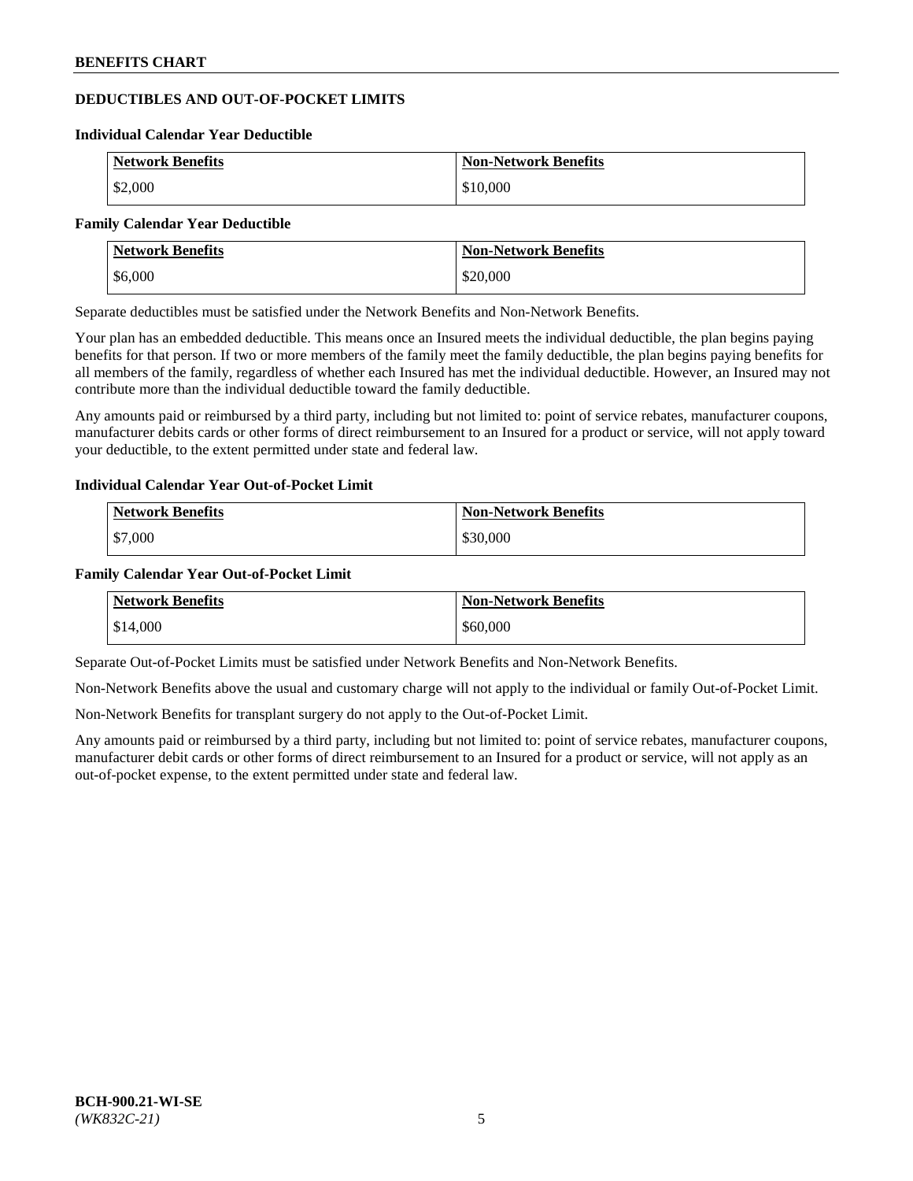## DEDUCTIBLES AND OUT-OF-POCKET LIMITS

### Individual Calendar Year Deductible

| Network Benefits | Non-Network Benefits |
|---|---|
| $2,000 | $10,000 |

### Family Calendar Year Deductible

| Network Benefits | Non-Network Benefits |
|---|---|
| $6,000 | $20,000 |

Separate deductibles must be satisfied under the Network Benefits and Non-Network Benefits.

Your plan has an embedded deductible. This means once an Insured meets the individual deductible, the plan begins paying benefits for that person. If two or more members of the family meet the family deductible, the plan begins paying benefits for all members of the family, regardless of whether each Insured has met the individual deductible. However, an Insured may not contribute more than the individual deductible toward the family deductible.

Any amounts paid or reimbursed by a third party, including but not limited to: point of service rebates, manufacturer coupons, manufacturer debits cards or other forms of direct reimbursement to an Insured for a product or service, will not apply toward your deductible, to the extent permitted under state and federal law.

### Individual Calendar Year Out-of-Pocket Limit

| Network Benefits | Non-Network Benefits |
|---|---|
| $7,000 | $30,000 |

### Family Calendar Year Out-of-Pocket Limit

| Network Benefits | Non-Network Benefits |
|---|---|
| $14,000 | $60,000 |

Separate Out-of-Pocket Limits must be satisfied under Network Benefits and Non-Network Benefits.

Non-Network Benefits above the usual and customary charge will not apply to the individual or family Out-of-Pocket Limit.

Non-Network Benefits for transplant surgery do not apply to the Out-of-Pocket Limit.

Any amounts paid or reimbursed by a third party, including but not limited to: point of service rebates, manufacturer coupons, manufacturer debit cards or other forms of direct reimbursement to an Insured for a product or service, will not apply as an out-of-pocket expense, to the extent permitted under state and federal law.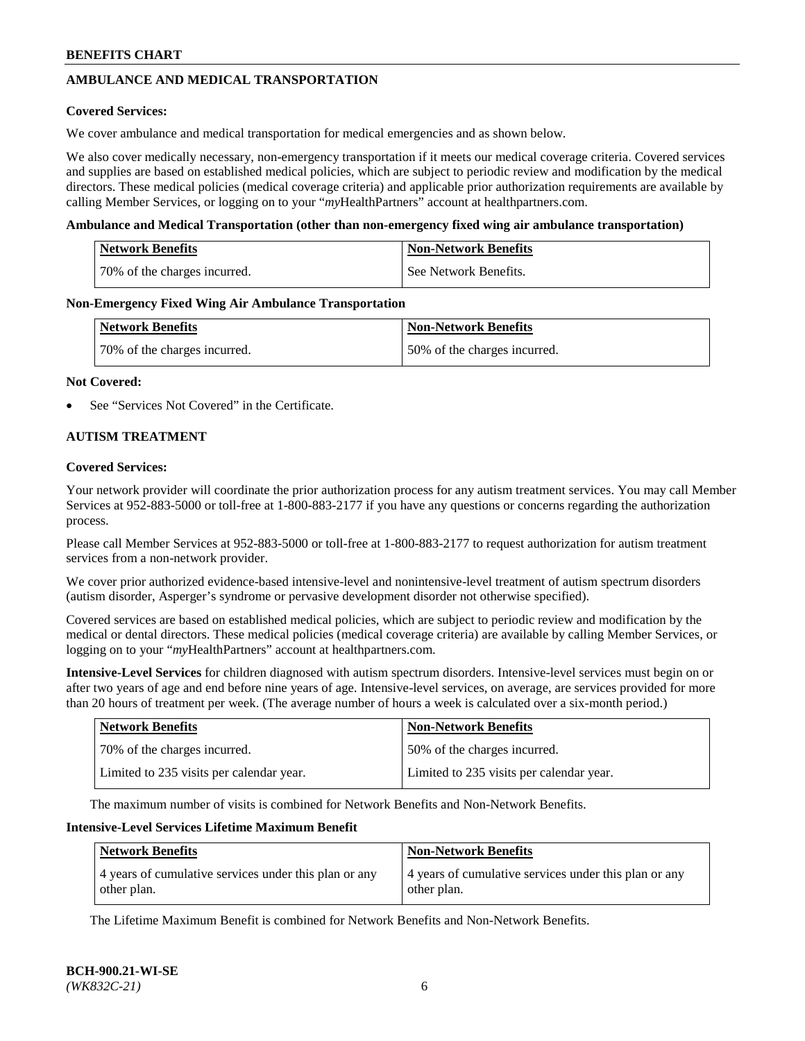## AMBULANCE AND MEDICAL TRANSPORTATION

**Covered Services:**

We cover ambulance and medical transportation for medical emergencies and as shown below.

We also cover medically necessary, non-emergency transportation if it meets our medical coverage criteria. Covered services and supplies are based on established medical policies, which are subject to periodic review and modification by the medical directors. These medical policies (medical coverage criteria) and applicable prior authorization requirements are available by calling Member Services, or logging on to your "*my*HealthPartners" account at healthpartners.com.

**Ambulance and Medical Transportation (other than non-emergency fixed wing air ambulance transportation)**

| Network Benefits | Non-Network Benefits |
|---|---|
| 70% of the charges incurred. | See Network Benefits. |

**Non-Emergency Fixed Wing Air Ambulance Transportation**

| Network Benefits | Non-Network Benefits |
|---|---|
| 70% of the charges incurred. | 50% of the charges incurred. |

**Not Covered:**

- See "Services Not Covered" in the Certificate.

## AUTISM TREATMENT

**Covered Services:**

Your network provider will coordinate the prior authorization process for any autism treatment services. You may call Member Services at 952-883-5000 or toll-free at 1-800-883-2177 if you have any questions or concerns regarding the authorization process.

Please call Member Services at 952-883-5000 or toll-free at 1-800-883-2177 to request authorization for autism treatment services from a non-network provider.

We cover prior authorized evidence-based intensive-level and nonintensive-level treatment of autism spectrum disorders (autism disorder, Asperger's syndrome or pervasive development disorder not otherwise specified).

Covered services are based on established medical policies, which are subject to periodic review and modification by the medical or dental directors. These medical policies (medical coverage criteria) are available by calling Member Services, or logging on to your "*my*HealthPartners" account at healthpartners.com.

**Intensive-Level Services** for children diagnosed with autism spectrum disorders. Intensive-level services must begin on or after two years of age and end before nine years of age. Intensive-level services, on average, are services provided for more than 20 hours of treatment per week. (The average number of hours a week is calculated over a six-month period.)

| Network Benefits | Non-Network Benefits |
|---|---|
| 70% of the charges incurred. | 50% of the charges incurred. |
| Limited to 235 visits per calendar year. | Limited to 235 visits per calendar year. |

The maximum number of visits is combined for Network Benefits and Non-Network Benefits.

**Intensive-Level Services Lifetime Maximum Benefit**

| Network Benefits | Non-Network Benefits |
|---|---|
| 4 years of cumulative services under this plan or any other plan. | 4 years of cumulative services under this plan or any other plan. |

The Lifetime Maximum Benefit is combined for Network Benefits and Non-Network Benefits.

BCH-900.21-WI-SE
*(WK832C-21)*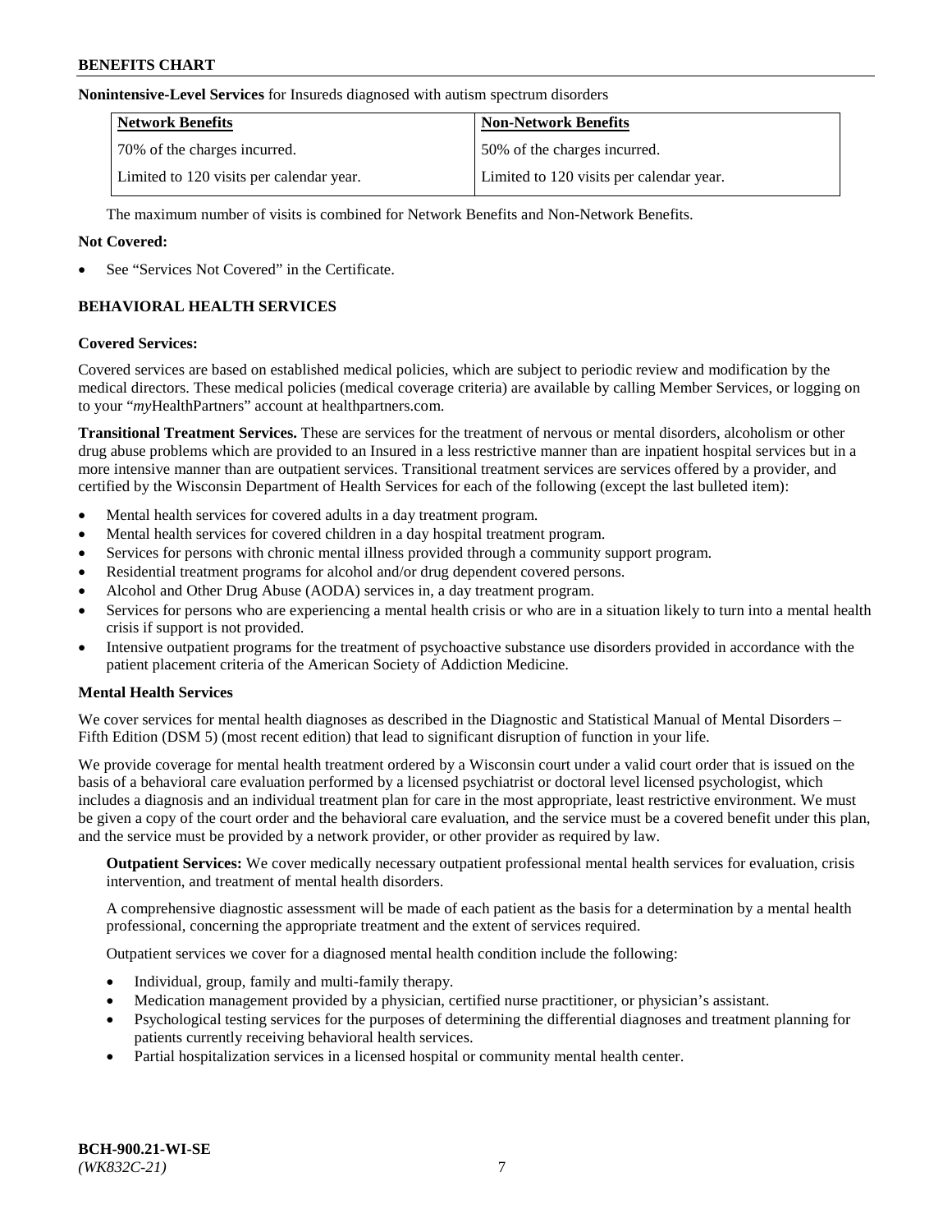**Nonintensive-Level Services** for Insureds diagnosed with autism spectrum disorders

| Network Benefits | Non-Network Benefits |
|---|---|
| 70% of the charges incurred. | 50% of the charges incurred. |
| Limited to 120 visits per calendar year. | Limited to 120 visits per calendar year. |

The maximum number of visits is combined for Network Benefits and Non-Network Benefits.

**Not Covered:**

- See "Services Not Covered" in the Certificate.

## BEHAVIORAL HEALTH SERVICES

**Covered Services:**

Covered services are based on established medical policies, which are subject to periodic review and modification by the medical directors. These medical policies (medical coverage criteria) are available by calling Member Services, or logging on to your "*my*HealthPartners" account at healthpartners.com.

**Transitional Treatment Services.** These are services for the treatment of nervous or mental disorders, alcoholism or other drug abuse problems which are provided to an Insured in a less restrictive manner than are inpatient hospital services but in a more intensive manner than are outpatient services. Transitional treatment services are services offered by a provider, and certified by the Wisconsin Department of Health Services for each of the following (except the last bulleted item):

- Mental health services for covered adults in a day treatment program.
- Mental health services for covered children in a day hospital treatment program.
- Services for persons with chronic mental illness provided through a community support program.
- Residential treatment programs for alcohol and/or drug dependent covered persons.
- Alcohol and Other Drug Abuse (AODA) services in, a day treatment program.
- Services for persons who are experiencing a mental health crisis or who are in a situation likely to turn into a mental health crisis if support is not provided.
- Intensive outpatient programs for the treatment of psychoactive substance use disorders provided in accordance with the patient placement criteria of the American Society of Addiction Medicine.

**Mental Health Services**

We cover services for mental health diagnoses as described in the Diagnostic and Statistical Manual of Mental Disorders – Fifth Edition (DSM 5) (most recent edition) that lead to significant disruption of function in your life.

We provide coverage for mental health treatment ordered by a Wisconsin court under a valid court order that is issued on the basis of a behavioral care evaluation performed by a licensed psychiatrist or doctoral level licensed psychologist, which includes a diagnosis and an individual treatment plan for care in the most appropriate, least restrictive environment. We must be given a copy of the court order and the behavioral care evaluation, and the service must be a covered benefit under this plan, and the service must be provided by a network provider, or other provider as required by law.

**Outpatient Services:** We cover medically necessary outpatient professional mental health services for evaluation, crisis intervention, and treatment of mental health disorders.

A comprehensive diagnostic assessment will be made of each patient as the basis for a determination by a mental health professional, concerning the appropriate treatment and the extent of services required.

Outpatient services we cover for a diagnosed mental health condition include the following:

- Individual, group, family and multi-family therapy.
- Medication management provided by a physician, certified nurse practitioner, or physician's assistant.
- Psychological testing services for the purposes of determining the differential diagnoses and treatment planning for patients currently receiving behavioral health services.
- Partial hospitalization services in a licensed hospital or community mental health center.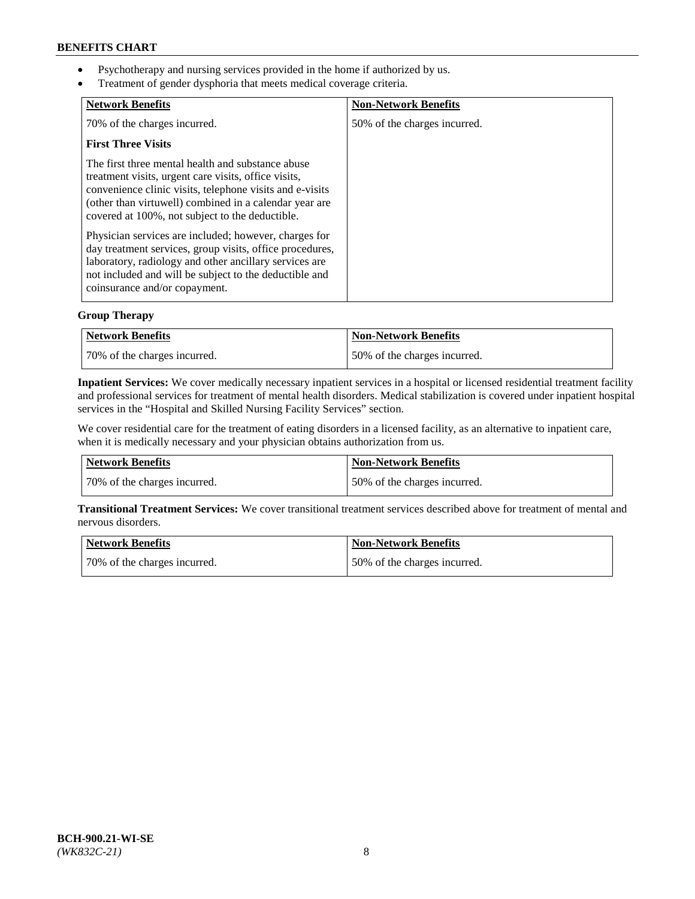- Psychotherapy and nursing services provided in the home if authorized by us.
- Treatment of gender dysphoria that meets medical coverage criteria.

| Network Benefits | Non-Network Benefits |
|---|---|
| 70% of the charges incurred.<br><br>**First Three Visits**<br><br>The first three mental health and substance abuse treatment visits, urgent care visits, office visits, convenience clinic visits, telephone visits and e-visits (other than virtuwell) combined in a calendar year are covered at 100%, not subject to the deductible.<br><br>Physician services are included; however, charges for day treatment services, group visits, office procedures, laboratory, radiology and other ancillary services are not included and will be subject to the deductible and coinsurance and/or copayment. | 50% of the charges incurred. |

**Group Therapy**

| Network Benefits | Non-Network Benefits |
|---|---|
| 70% of the charges incurred. | 50% of the charges incurred. |

**Inpatient Services:** We cover medically necessary inpatient services in a hospital or licensed residential treatment facility and professional services for treatment of mental health disorders. Medical stabilization is covered under inpatient hospital services in the "Hospital and Skilled Nursing Facility Services" section.

We cover residential care for the treatment of eating disorders in a licensed facility, as an alternative to inpatient care, when it is medically necessary and your physician obtains authorization from us.

| Network Benefits | Non-Network Benefits |
|---|---|
| 70% of the charges incurred. | 50% of the charges incurred. |

**Transitional Treatment Services:** We cover transitional treatment services described above for treatment of mental and nervous disorders.

| Network Benefits | Non-Network Benefits |
|---|---|
| 70% of the charges incurred. | 50% of the charges incurred. |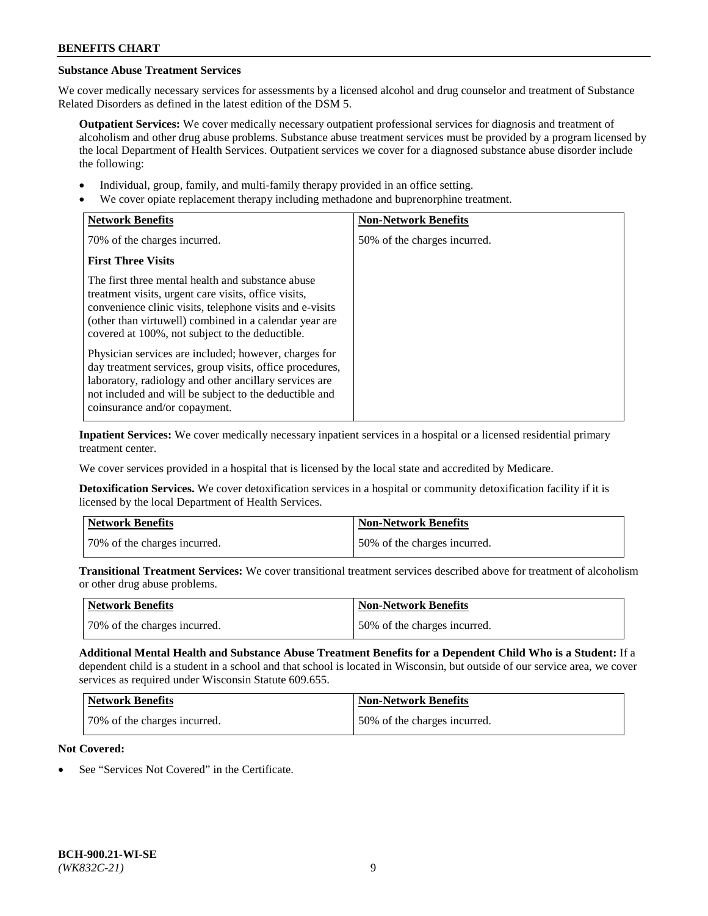### Substance Abuse Treatment Services

We cover medically necessary services for assessments by a licensed alcohol and drug counselor and treatment of Substance Related Disorders as defined in the latest edition of the DSM 5.

**Outpatient Services:** We cover medically necessary outpatient professional services for diagnosis and treatment of alcoholism and other drug abuse problems. Substance abuse treatment services must be provided by a program licensed by the local Department of Health Services. Outpatient services we cover for a diagnosed substance abuse disorder include the following:

- Individual, group, family, and multi-family therapy provided in an office setting.
- We cover opiate replacement therapy including methadone and buprenorphine treatment.

| Network Benefits | Non-Network Benefits |
|---|---|
| 70% of the charges incurred.<br><br>**First Three Visits**<br><br>The first three mental health and substance abuse treatment visits, urgent care visits, office visits, convenience clinic visits, telephone visits and e-visits (other than virtuwell) combined in a calendar year are covered at 100%, not subject to the deductible.<br><br>Physician services are included; however, charges for day treatment services, group visits, office procedures, laboratory, radiology and other ancillary services are not included and will be subject to the deductible and coinsurance and/or copayment. | 50% of the charges incurred. |

**Inpatient Services:** We cover medically necessary inpatient services in a hospital or a licensed residential primary treatment center.

We cover services provided in a hospital that is licensed by the local state and accredited by Medicare.

**Detoxification Services.** We cover detoxification services in a hospital or community detoxification facility if it is licensed by the local Department of Health Services.

| Network Benefits | Non-Network Benefits |
|---|---|
| 70% of the charges incurred. | 50% of the charges incurred. |

**Transitional Treatment Services:** We cover transitional treatment services described above for treatment of alcoholism or other drug abuse problems.

| Network Benefits | Non-Network Benefits |
|---|---|
| 70% of the charges incurred. | 50% of the charges incurred. |

**Additional Mental Health and Substance Abuse Treatment Benefits for a Dependent Child Who is a Student:** If a dependent child is a student in a school and that school is located in Wisconsin, but outside of our service area, we cover services as required under Wisconsin Statute 609.655.

| Network Benefits | Non-Network Benefits |
|---|---|
| 70% of the charges incurred. | 50% of the charges incurred. |

**Not Covered:**

- See "Services Not Covered" in the Certificate.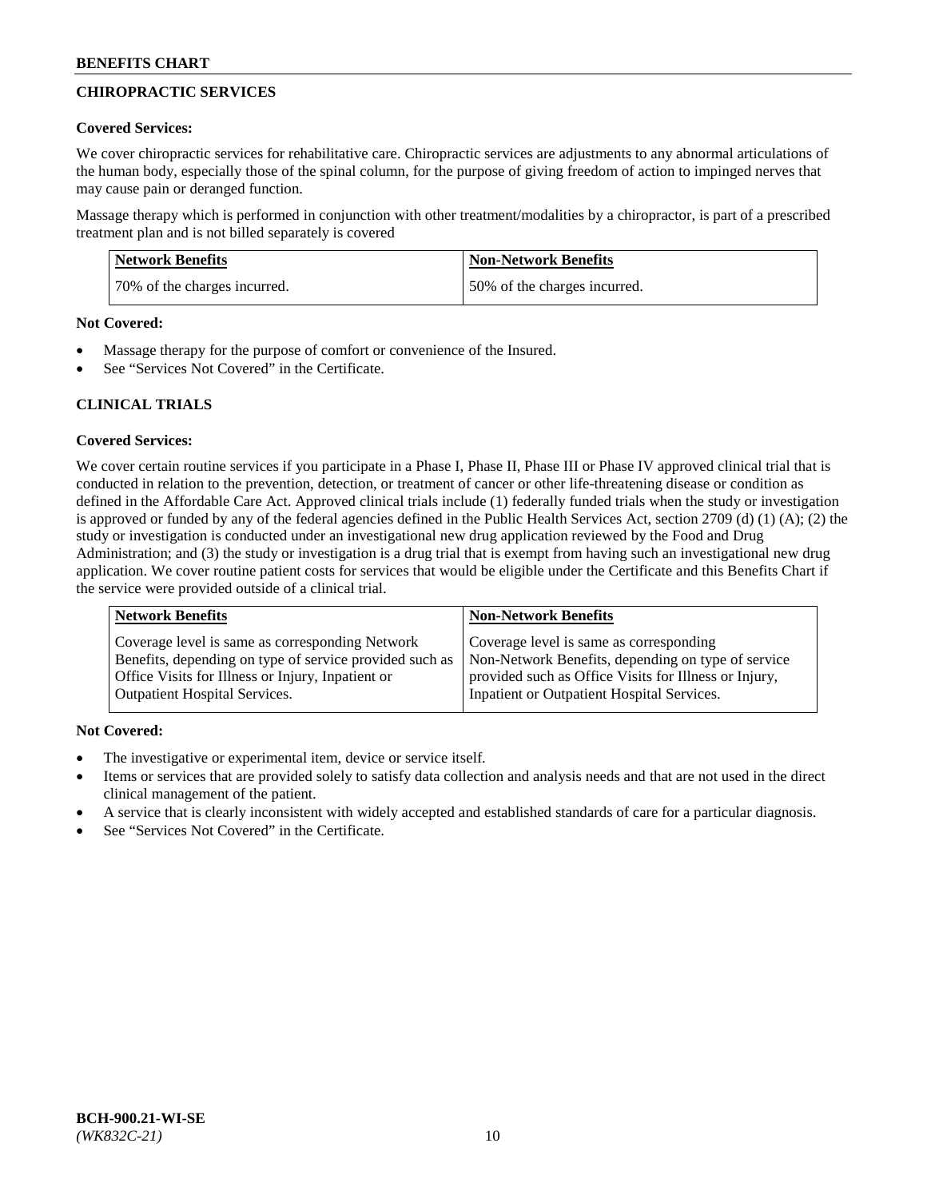## CHIROPRACTIC SERVICES

**Covered Services:**

We cover chiropractic services for rehabilitative care. Chiropractic services are adjustments to any abnormal articulations of the human body, especially those of the spinal column, for the purpose of giving freedom of action to impinged nerves that may cause pain or deranged function.

Massage therapy which is performed in conjunction with other treatment/modalities by a chiropractor, is part of a prescribed treatment plan and is not billed separately is covered

| Network Benefits | Non-Network Benefits |
| --- | --- |
| 70% of the charges incurred. | 50% of the charges incurred. |

**Not Covered:**

- Massage therapy for the purpose of comfort or convenience of the Insured.
- See "Services Not Covered" in the Certificate.

## CLINICAL TRIALS

**Covered Services:**

We cover certain routine services if you participate in a Phase I, Phase II, Phase III or Phase IV approved clinical trial that is conducted in relation to the prevention, detection, or treatment of cancer or other life-threatening disease or condition as defined in the Affordable Care Act. Approved clinical trials include (1) federally funded trials when the study or investigation is approved or funded by any of the federal agencies defined in the Public Health Services Act, section 2709 (d) (1) (A); (2) the study or investigation is conducted under an investigational new drug application reviewed by the Food and Drug Administration; and (3) the study or investigation is a drug trial that is exempt from having such an investigational new drug application. We cover routine patient costs for services that would be eligible under the Certificate and this Benefits Chart if the service were provided outside of a clinical trial.

| Network Benefits | Non-Network Benefits |
| --- | --- |
| Coverage level is same as corresponding Network Benefits, depending on type of service provided such as Office Visits for Illness or Injury, Inpatient or Outpatient Hospital Services. | Coverage level is same as corresponding Non-Network Benefits, depending on type of service provided such as Office Visits for Illness or Injury, Inpatient or Outpatient Hospital Services. |

**Not Covered:**

- The investigative or experimental item, device or service itself.
- Items or services that are provided solely to satisfy data collection and analysis needs and that are not used in the direct clinical management of the patient.
- A service that is clearly inconsistent with widely accepted and established standards of care for a particular diagnosis.
- See "Services Not Covered" in the Certificate.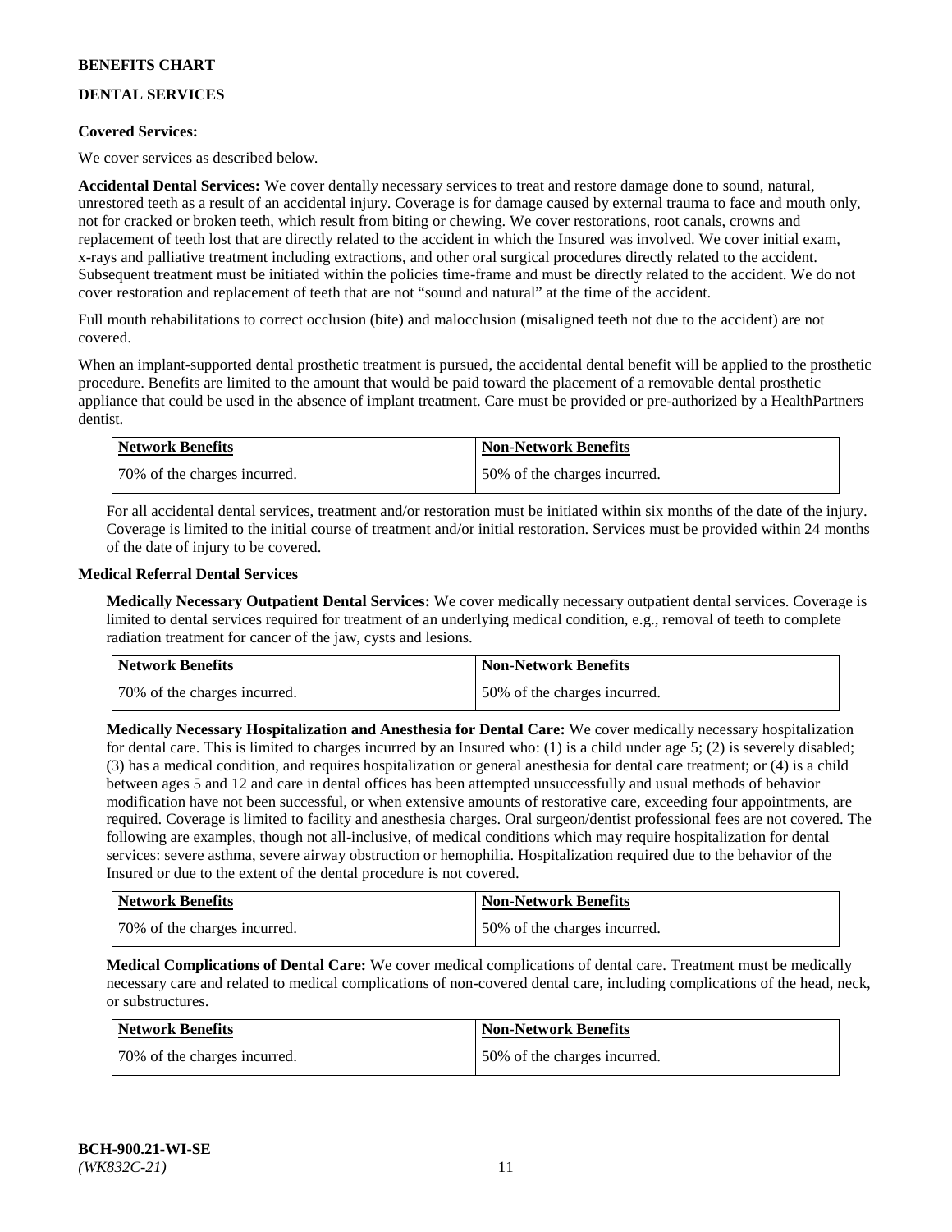## DENTAL SERVICES

**Covered Services:**

We cover services as described below.

**Accidental Dental Services:** We cover dentally necessary services to treat and restore damage done to sound, natural, unrestored teeth as a result of an accidental injury. Coverage is for damage caused by external trauma to face and mouth only, not for cracked or broken teeth, which result from biting or chewing. We cover restorations, root canals, crowns and replacement of teeth lost that are directly related to the accident in which the Insured was involved. We cover initial exam, x-rays and palliative treatment including extractions, and other oral surgical procedures directly related to the accident. Subsequent treatment must be initiated within the policies time-frame and must be directly related to the accident. We do not cover restoration and replacement of teeth that are not "sound and natural" at the time of the accident.

Full mouth rehabilitations to correct occlusion (bite) and malocclusion (misaligned teeth not due to the accident) are not covered.

When an implant-supported dental prosthetic treatment is pursued, the accidental dental benefit will be applied to the prosthetic procedure. Benefits are limited to the amount that would be paid toward the placement of a removable dental prosthetic appliance that could be used in the absence of implant treatment. Care must be provided or pre-authorized by a HealthPartners dentist.

| Network Benefits | Non-Network Benefits |
| --- | --- |
| 70% of the charges incurred. | 50% of the charges incurred. |

For all accidental dental services, treatment and/or restoration must be initiated within six months of the date of the injury. Coverage is limited to the initial course of treatment and/or initial restoration. Services must be provided within 24 months of the date of injury to be covered.

**Medical Referral Dental Services**

**Medically Necessary Outpatient Dental Services:** We cover medically necessary outpatient dental services. Coverage is limited to dental services required for treatment of an underlying medical condition, e.g., removal of teeth to complete radiation treatment for cancer of the jaw, cysts and lesions.

| Network Benefits | Non-Network Benefits |
| --- | --- |
| 70% of the charges incurred. | 50% of the charges incurred. |

**Medically Necessary Hospitalization and Anesthesia for Dental Care:** We cover medically necessary hospitalization for dental care. This is limited to charges incurred by an Insured who: (1) is a child under age 5; (2) is severely disabled; (3) has a medical condition, and requires hospitalization or general anesthesia for dental care treatment; or (4) is a child between ages 5 and 12 and care in dental offices has been attempted unsuccessfully and usual methods of behavior modification have not been successful, or when extensive amounts of restorative care, exceeding four appointments, are required. Coverage is limited to facility and anesthesia charges. Oral surgeon/dentist professional fees are not covered. The following are examples, though not all-inclusive, of medical conditions which may require hospitalization for dental services: severe asthma, severe airway obstruction or hemophilia. Hospitalization required due to the behavior of the Insured or due to the extent of the dental procedure is not covered.

| Network Benefits | Non-Network Benefits |
| --- | --- |
| 70% of the charges incurred. | 50% of the charges incurred. |

**Medical Complications of Dental Care:** We cover medical complications of dental care. Treatment must be medically necessary care and related to medical complications of non-covered dental care, including complications of the head, neck, or substructures.

| Network Benefits | Non-Network Benefits |
| --- | --- |
| 70% of the charges incurred. | 50% of the charges incurred. |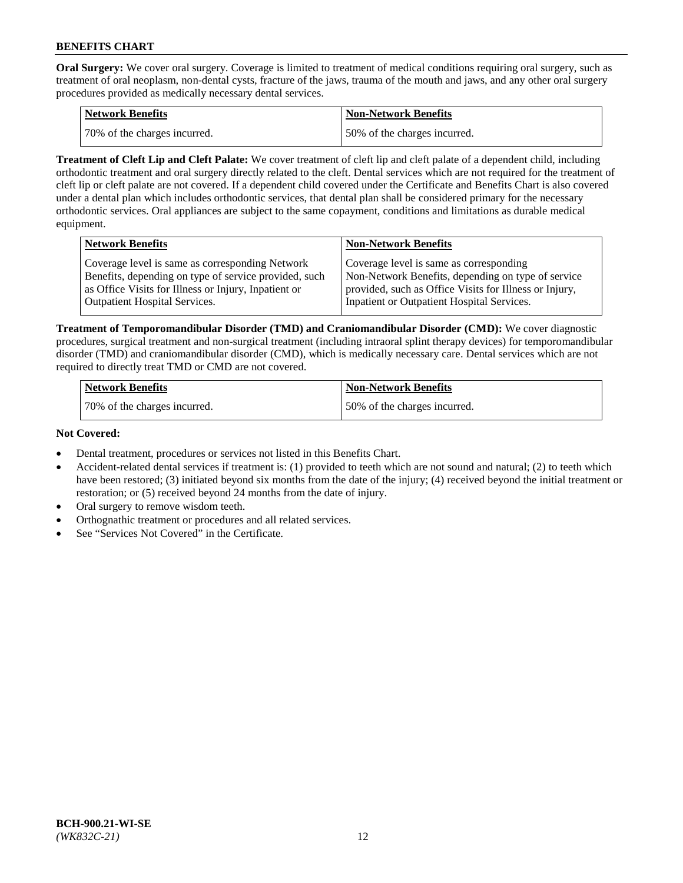**Oral Surgery:** We cover oral surgery. Coverage is limited to treatment of medical conditions requiring oral surgery, such as treatment of oral neoplasm, non-dental cysts, fracture of the jaws, trauma of the mouth and jaws, and any other oral surgery procedures provided as medically necessary dental services.

| Network Benefits | Non-Network Benefits |
| --- | --- |
| 70% of the charges incurred. | 50% of the charges incurred. |

**Treatment of Cleft Lip and Cleft Palate:** We cover treatment of cleft lip and cleft palate of a dependent child, including orthodontic treatment and oral surgery directly related to the cleft. Dental services which are not required for the treatment of cleft lip or cleft palate are not covered. If a dependent child covered under the Certificate and Benefits Chart is also covered under a dental plan which includes orthodontic services, that dental plan shall be considered primary for the necessary orthodontic services. Oral appliances are subject to the same copayment, conditions and limitations as durable medical equipment.

| Network Benefits | Non-Network Benefits |
| --- | --- |
| Coverage level is same as corresponding Network Benefits, depending on type of service provided, such as Office Visits for Illness or Injury, Inpatient or Outpatient Hospital Services. | Coverage level is same as corresponding Non-Network Benefits, depending on type of service provided, such as Office Visits for Illness or Injury, Inpatient or Outpatient Hospital Services. |

**Treatment of Temporomandibular Disorder (TMD) and Craniomandibular Disorder (CMD):** We cover diagnostic procedures, surgical treatment and non-surgical treatment (including intraoral splint therapy devices) for temporomandibular disorder (TMD) and craniomandibular disorder (CMD), which is medically necessary care. Dental services which are not required to directly treat TMD or CMD are not covered.

| Network Benefits | Non-Network Benefits |
| --- | --- |
| 70% of the charges incurred. | 50% of the charges incurred. |

**Not Covered:**

- Dental treatment, procedures or services not listed in this Benefits Chart.
- Accident-related dental services if treatment is: (1) provided to teeth which are not sound and natural; (2) to teeth which have been restored; (3) initiated beyond six months from the date of the injury; (4) received beyond the initial treatment or restoration; or (5) received beyond 24 months from the date of injury.
- Oral surgery to remove wisdom teeth.
- Orthognathic treatment or procedures and all related services.
- See "Services Not Covered" in the Certificate.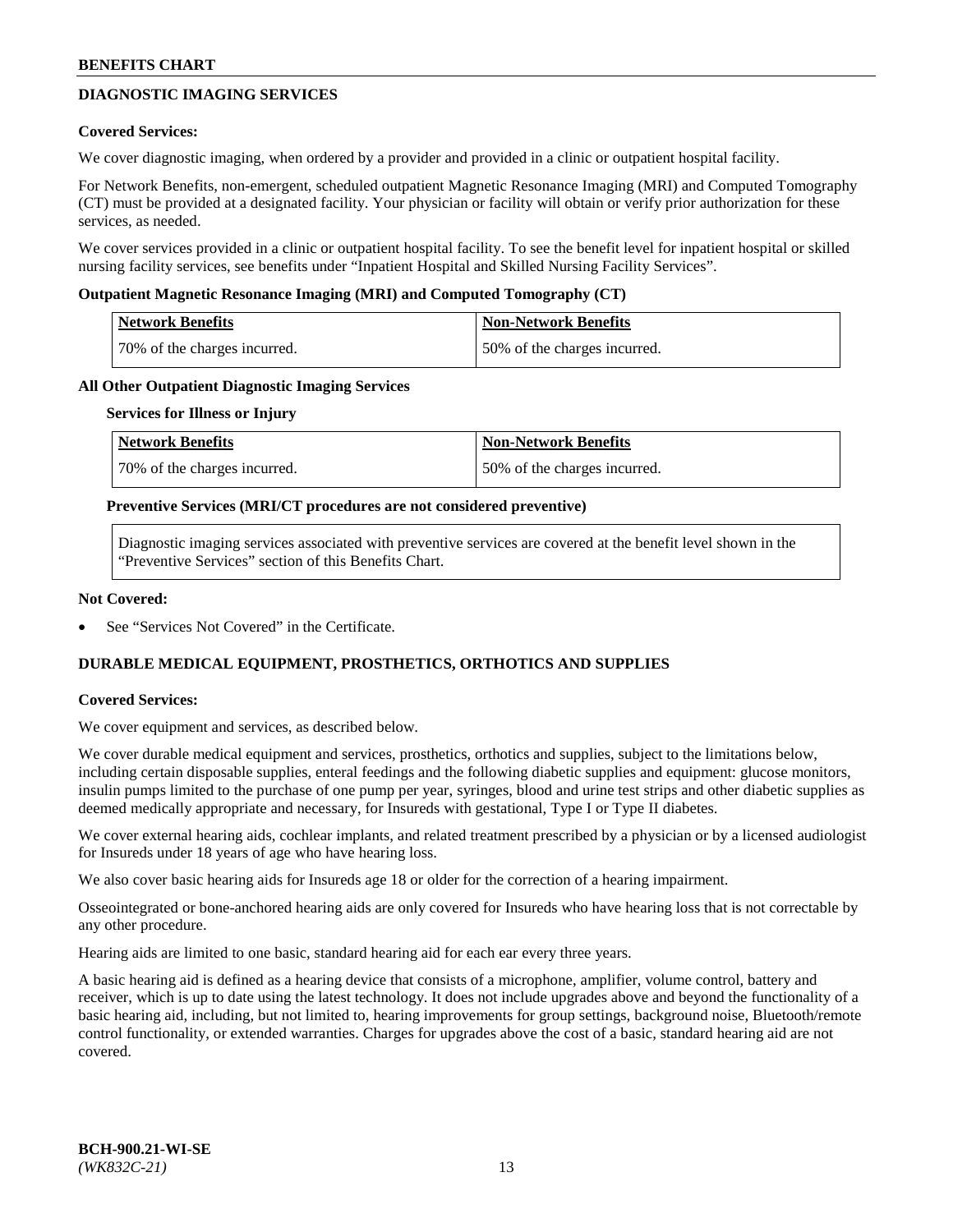## DIAGNOSTIC IMAGING SERVICES

**Covered Services:**

We cover diagnostic imaging, when ordered by a provider and provided in a clinic or outpatient hospital facility.

For Network Benefits, non-emergent, scheduled outpatient Magnetic Resonance Imaging (MRI) and Computed Tomography (CT) must be provided at a designated facility. Your physician or facility will obtain or verify prior authorization for these services, as needed.

We cover services provided in a clinic or outpatient hospital facility. To see the benefit level for inpatient hospital or skilled nursing facility services, see benefits under "Inpatient Hospital and Skilled Nursing Facility Services".

**Outpatient Magnetic Resonance Imaging (MRI) and Computed Tomography (CT)**

| Network Benefits | Non-Network Benefits |
|---|---|
| 70% of the charges incurred. | 50% of the charges incurred. |

**All Other Outpatient Diagnostic Imaging Services**

**Services for Illness or Injury**

| Network Benefits | Non-Network Benefits |
|---|---|
| 70% of the charges incurred. | 50% of the charges incurred. |

**Preventive Services (MRI/CT procedures are not considered preventive)**

Diagnostic imaging services associated with preventive services are covered at the benefit level shown in the "Preventive Services" section of this Benefits Chart.

**Not Covered:**

- See "Services Not Covered" in the Certificate.

## DURABLE MEDICAL EQUIPMENT, PROSTHETICS, ORTHOTICS AND SUPPLIES

**Covered Services:**

We cover equipment and services, as described below.

We cover durable medical equipment and services, prosthetics, orthotics and supplies, subject to the limitations below, including certain disposable supplies, enteral feedings and the following diabetic supplies and equipment: glucose monitors, insulin pumps limited to the purchase of one pump per year, syringes, blood and urine test strips and other diabetic supplies as deemed medically appropriate and necessary, for Insureds with gestational, Type I or Type II diabetes.

We cover external hearing aids, cochlear implants, and related treatment prescribed by a physician or by a licensed audiologist for Insureds under 18 years of age who have hearing loss.

We also cover basic hearing aids for Insureds age 18 or older for the correction of a hearing impairment.

Osseointegrated or bone-anchored hearing aids are only covered for Insureds who have hearing loss that is not correctable by any other procedure.

Hearing aids are limited to one basic, standard hearing aid for each ear every three years.

A basic hearing aid is defined as a hearing device that consists of a microphone, amplifier, volume control, battery and receiver, which is up to date using the latest technology. It does not include upgrades above and beyond the functionality of a basic hearing aid, including, but not limited to, hearing improvements for group settings, background noise, Bluetooth/remote control functionality, or extended warranties. Charges for upgrades above the cost of a basic, standard hearing aid are not covered.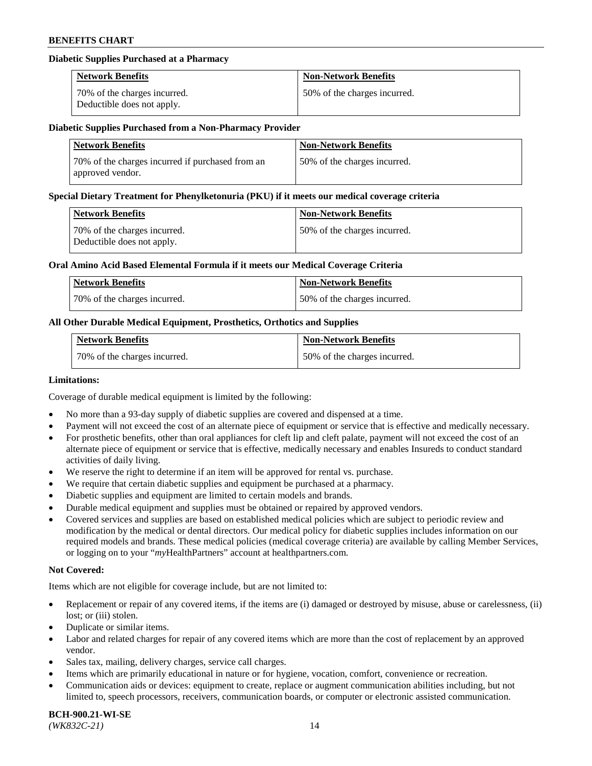**Diabetic Supplies Purchased at a Pharmacy**

| Network Benefits | Non-Network Benefits |
|---|---|
| 70% of the charges incurred. Deductible does not apply. | 50% of the charges incurred. |

**Diabetic Supplies Purchased from a Non-Pharmacy Provider**

| Network Benefits | Non-Network Benefits |
|---|---|
| 70% of the charges incurred if purchased from an approved vendor. | 50% of the charges incurred. |

**Special Dietary Treatment for Phenylketonuria (PKU) if it meets our medical coverage criteria**

| Network Benefits | Non-Network Benefits |
|---|---|
| 70% of the charges incurred. Deductible does not apply. | 50% of the charges incurred. |

**Oral Amino Acid Based Elemental Formula if it meets our Medical Coverage Criteria**

| Network Benefits | Non-Network Benefits |
|---|---|
| 70% of the charges incurred. | 50% of the charges incurred. |

**All Other Durable Medical Equipment, Prosthetics, Orthotics and Supplies**

| Network Benefits | Non-Network Benefits |
|---|---|
| 70% of the charges incurred. | 50% of the charges incurred. |

**Limitations:**

Coverage of durable medical equipment is limited by the following:

- No more than a 93-day supply of diabetic supplies are covered and dispensed at a time.
- Payment will not exceed the cost of an alternate piece of equipment or service that is effective and medically necessary.
- For prosthetic benefits, other than oral appliances for cleft lip and cleft palate, payment will not exceed the cost of an alternate piece of equipment or service that is effective, medically necessary and enables Insureds to conduct standard activities of daily living.
- We reserve the right to determine if an item will be approved for rental vs. purchase.
- We require that certain diabetic supplies and equipment be purchased at a pharmacy.
- Diabetic supplies and equipment are limited to certain models and brands.
- Durable medical equipment and supplies must be obtained or repaired by approved vendors.
- Covered services and supplies are based on established medical policies which are subject to periodic review and modification by the medical or dental directors. Our medical policy for diabetic supplies includes information on our required models and brands. These medical policies (medical coverage criteria) are available by calling Member Services, or logging on to your "*my*HealthPartners" account at healthpartners.com.

**Not Covered:**

Items which are not eligible for coverage include, but are not limited to:

- Replacement or repair of any covered items, if the items are (i) damaged or destroyed by misuse, abuse or carelessness, (ii) lost; or (iii) stolen.
- Duplicate or similar items.
- Labor and related charges for repair of any covered items which are more than the cost of replacement by an approved vendor.
- Sales tax, mailing, delivery charges, service call charges.
- Items which are primarily educational in nature or for hygiene, vocation, comfort, convenience or recreation.
- Communication aids or devices: equipment to create, replace or augment communication abilities including, but not limited to, speech processors, receivers, communication boards, or computer or electronic assisted communication.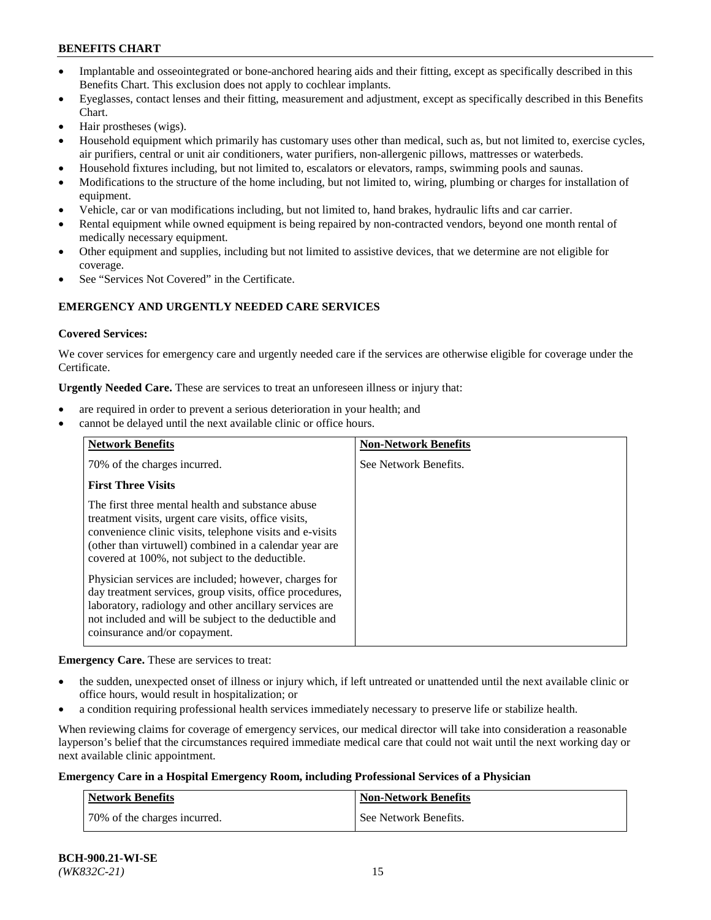- Implantable and osseointegrated or bone-anchored hearing aids and their fitting, except as specifically described in this Benefits Chart. This exclusion does not apply to cochlear implants.
- Eyeglasses, contact lenses and their fitting, measurement and adjustment, except as specifically described in this Benefits Chart.
- Hair prostheses (wigs).
- Household equipment which primarily has customary uses other than medical, such as, but not limited to, exercise cycles, air purifiers, central or unit air conditioners, water purifiers, non-allergenic pillows, mattresses or waterbeds.
- Household fixtures including, but not limited to, escalators or elevators, ramps, swimming pools and saunas.
- Modifications to the structure of the home including, but not limited to, wiring, plumbing or charges for installation of equipment.
- Vehicle, car or van modifications including, but not limited to, hand brakes, hydraulic lifts and car carrier.
- Rental equipment while owned equipment is being repaired by non-contracted vendors, beyond one month rental of medically necessary equipment.
- Other equipment and supplies, including but not limited to assistive devices, that we determine are not eligible for coverage.
- See "Services Not Covered" in the Certificate.

## EMERGENCY AND URGENTLY NEEDED CARE SERVICES

**Covered Services:**

We cover services for emergency care and urgently needed care if the services are otherwise eligible for coverage under the Certificate.

**Urgently Needed Care.** These are services to treat an unforeseen illness or injury that:

- are required in order to prevent a serious deterioration in your health; and
- cannot be delayed until the next available clinic or office hours.

| Network Benefits | Non-Network Benefits |
|---|---|
| 70% of the charges incurred.<br><br>**First Three Visits**<br><br>The first three mental health and substance abuse treatment visits, urgent care visits, office visits, convenience clinic visits, telephone visits and e-visits (other than virtuwell) combined in a calendar year are covered at 100%, not subject to the deductible.<br><br>Physician services are included; however, charges for day treatment services, group visits, office procedures, laboratory, radiology and other ancillary services are not included and will be subject to the deductible and coinsurance and/or copayment. | See Network Benefits. |

**Emergency Care.** These are services to treat:

- the sudden, unexpected onset of illness or injury which, if left untreated or unattended until the next available clinic or office hours, would result in hospitalization; or
- a condition requiring professional health services immediately necessary to preserve life or stabilize health.

When reviewing claims for coverage of emergency services, our medical director will take into consideration a reasonable layperson's belief that the circumstances required immediate medical care that could not wait until the next working day or next available clinic appointment.

**Emergency Care in a Hospital Emergency Room, including Professional Services of a Physician**

| Network Benefits | Non-Network Benefits |
|---|---|
| 70% of the charges incurred. | See Network Benefits. |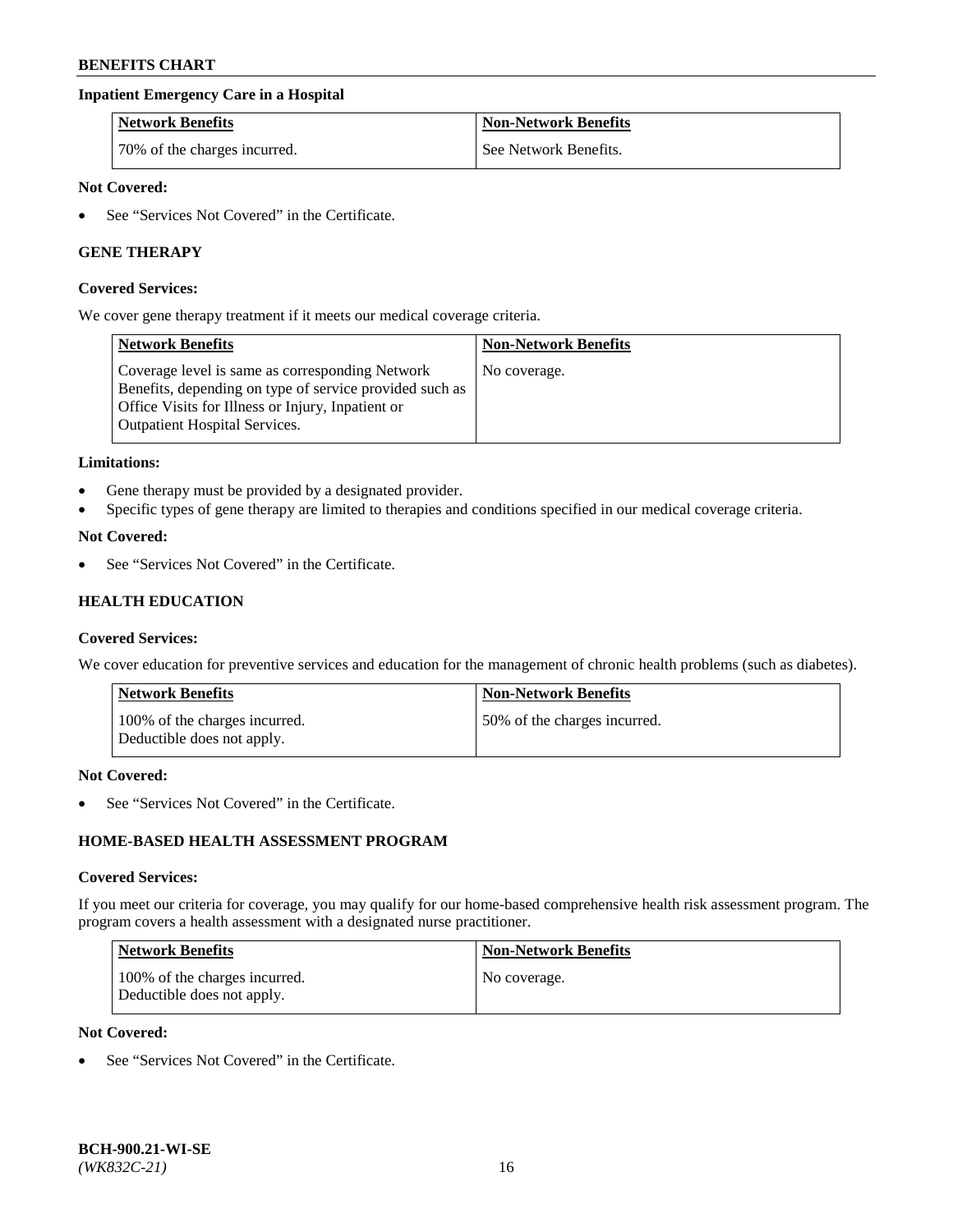### Inpatient Emergency Care in a Hospital

| Network Benefits | Non-Network Benefits |
| --- | --- |
| 70% of the charges incurred. | See Network Benefits. |

**Not Covered:**

- See "Services Not Covered" in the Certificate.

## GENE THERAPY

**Covered Services:**

We cover gene therapy treatment if it meets our medical coverage criteria.

| Network Benefits | Non-Network Benefits |
| --- | --- |
| Coverage level is same as corresponding Network Benefits, depending on type of service provided such as Office Visits for Illness or Injury, Inpatient or Outpatient Hospital Services. | No coverage. |

**Limitations:**

- Gene therapy must be provided by a designated provider.
- Specific types of gene therapy are limited to therapies and conditions specified in our medical coverage criteria.

**Not Covered:**

- See "Services Not Covered" in the Certificate.

## HEALTH EDUCATION

**Covered Services:**

We cover education for preventive services and education for the management of chronic health problems (such as diabetes).

| Network Benefits | Non-Network Benefits |
| --- | --- |
| 100% of the charges incurred. Deductible does not apply. | 50% of the charges incurred. |

**Not Covered:**

- See "Services Not Covered" in the Certificate.

## HOME-BASED HEALTH ASSESSMENT PROGRAM

**Covered Services:**

If you meet our criteria for coverage, you may qualify for our home-based comprehensive health risk assessment program. The program covers a health assessment with a designated nurse practitioner.

| Network Benefits | Non-Network Benefits |
| --- | --- |
| 100% of the charges incurred. Deductible does not apply. | No coverage. |

**Not Covered:**

- See "Services Not Covered" in the Certificate.

BCH-900.21-WI-SE
*(WK832C-21)*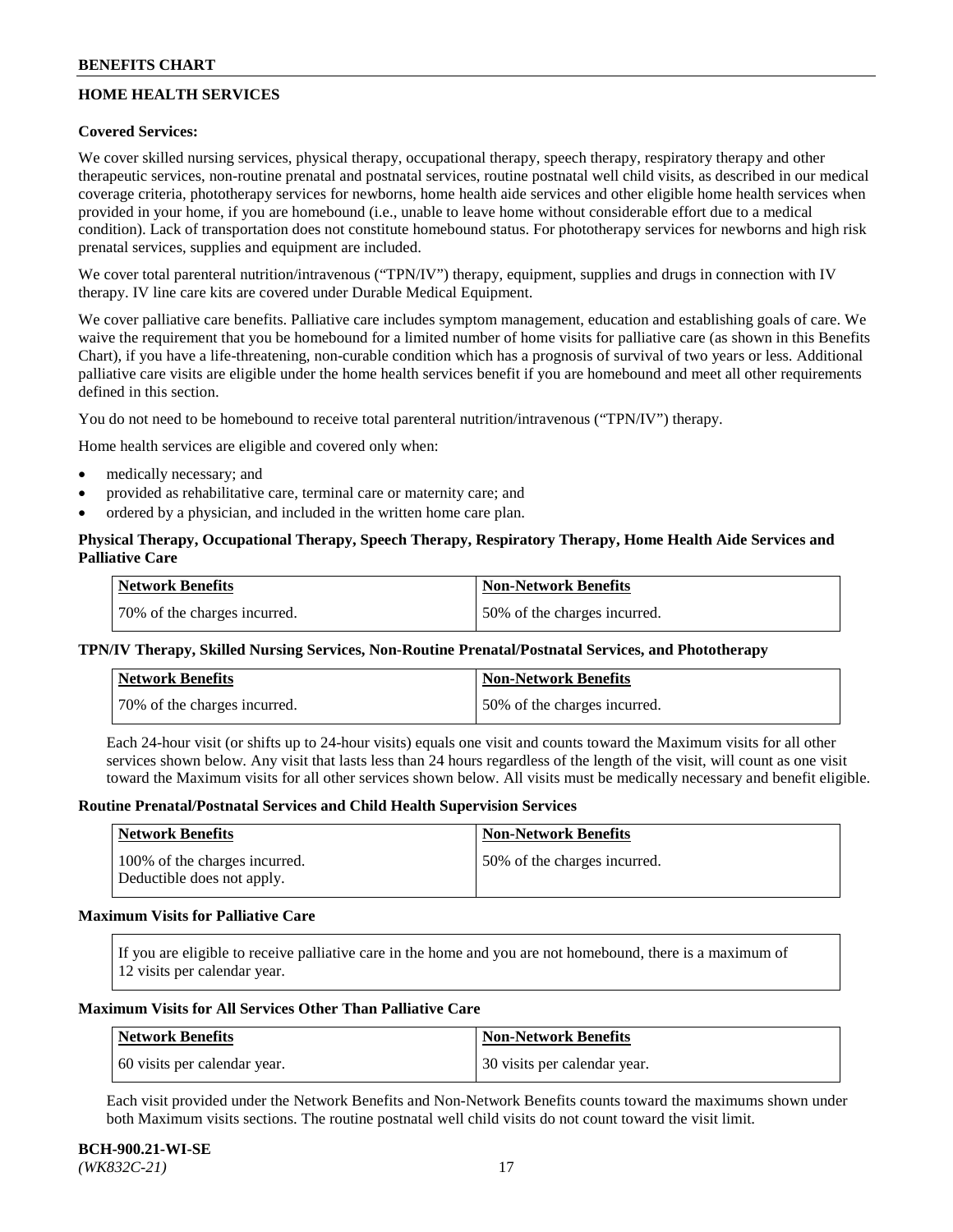## HOME HEALTH SERVICES

**Covered Services:**

We cover skilled nursing services, physical therapy, occupational therapy, speech therapy, respiratory therapy and other therapeutic services, non-routine prenatal and postnatal services, routine postnatal well child visits, as described in our medical coverage criteria, phototherapy services for newborns, home health aide services and other eligible home health services when provided in your home, if you are homebound (i.e., unable to leave home without considerable effort due to a medical condition). Lack of transportation does not constitute homebound status. For phototherapy services for newborns and high risk prenatal services, supplies and equipment are included.

We cover total parenteral nutrition/intravenous ("TPN/IV") therapy, equipment, supplies and drugs in connection with IV therapy. IV line care kits are covered under Durable Medical Equipment.

We cover palliative care benefits. Palliative care includes symptom management, education and establishing goals of care. We waive the requirement that you be homebound for a limited number of home visits for palliative care (as shown in this Benefits Chart), if you have a life-threatening, non-curable condition which has a prognosis of survival of two years or less. Additional palliative care visits are eligible under the home health services benefit if you are homebound and meet all other requirements defined in this section.

You do not need to be homebound to receive total parenteral nutrition/intravenous ("TPN/IV") therapy.

Home health services are eligible and covered only when:

- medically necessary; and
- provided as rehabilitative care, terminal care or maternity care; and
- ordered by a physician, and included in the written home care plan.

**Physical Therapy, Occupational Therapy, Speech Therapy, Respiratory Therapy, Home Health Aide Services and Palliative Care**

| Network Benefits | Non-Network Benefits |
|---|---|
| 70% of the charges incurred. | 50% of the charges incurred. |

**TPN/IV Therapy, Skilled Nursing Services, Non-Routine Prenatal/Postnatal Services, and Phototherapy**

| Network Benefits | Non-Network Benefits |
|---|---|
| 70% of the charges incurred. | 50% of the charges incurred. |

Each 24-hour visit (or shifts up to 24-hour visits) equals one visit and counts toward the Maximum visits for all other services shown below. Any visit that lasts less than 24 hours regardless of the length of the visit, will count as one visit toward the Maximum visits for all other services shown below. All visits must be medically necessary and benefit eligible.

**Routine Prenatal/Postnatal Services and Child Health Supervision Services**

| Network Benefits | Non-Network Benefits |
|---|---|
| 100% of the charges incurred. Deductible does not apply. | 50% of the charges incurred. |

**Maximum Visits for Palliative Care**

If you are eligible to receive palliative care in the home and you are not homebound, there is a maximum of 12 visits per calendar year.

**Maximum Visits for All Services Other Than Palliative Care**

| Network Benefits | Non-Network Benefits |
|---|---|
| 60 visits per calendar year. | 30 visits per calendar year. |

Each visit provided under the Network Benefits and Non-Network Benefits counts toward the maximums shown under both Maximum visits sections. The routine postnatal well child visits do not count toward the visit limit.

**BCH-900.21-WI-SE**
*(WK832C-21)*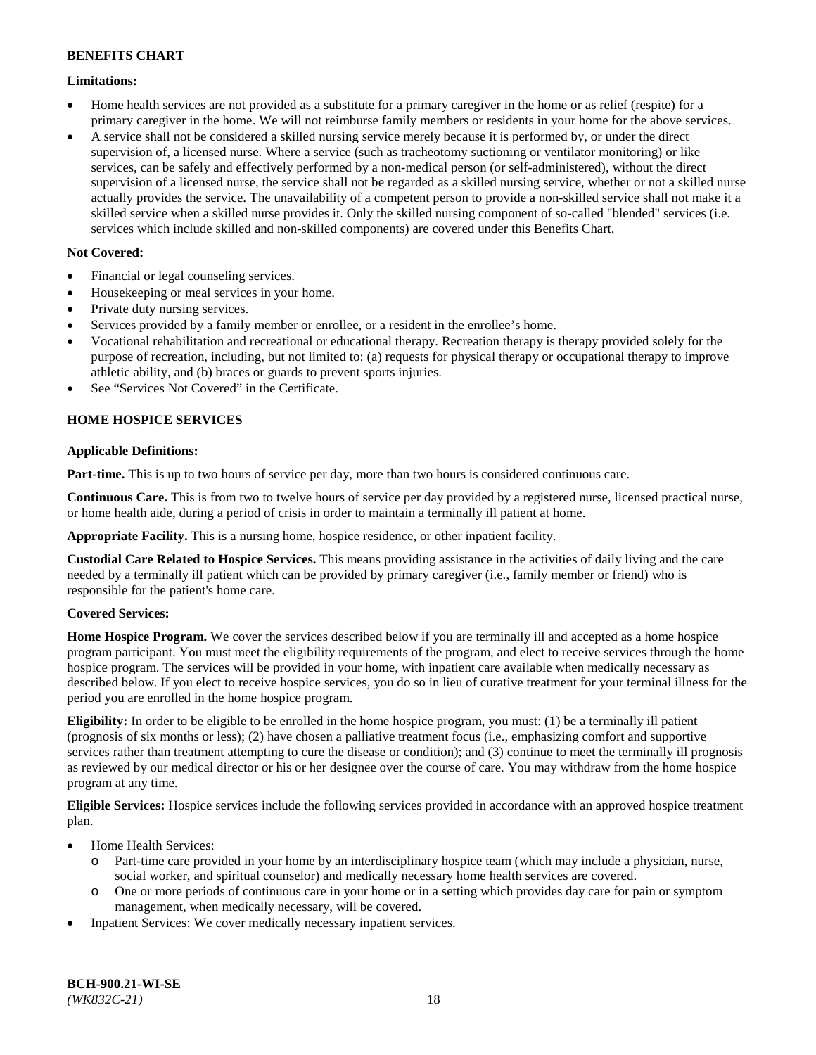**Limitations:**

- Home health services are not provided as a substitute for a primary caregiver in the home or as relief (respite) for a primary caregiver in the home. We will not reimburse family members or residents in your home for the above services.
- A service shall not be considered a skilled nursing service merely because it is performed by, or under the direct supervision of, a licensed nurse. Where a service (such as tracheotomy suctioning or ventilator monitoring) or like services, can be safely and effectively performed by a non-medical person (or self-administered), without the direct supervision of a licensed nurse, the service shall not be regarded as a skilled nursing service, whether or not a skilled nurse actually provides the service. The unavailability of a competent person to provide a non-skilled service shall not make it a skilled service when a skilled nurse provides it. Only the skilled nursing component of so-called "blended" services (i.e. services which include skilled and non-skilled components) are covered under this Benefits Chart.

**Not Covered:**

- Financial or legal counseling services.
- Housekeeping or meal services in your home.
- Private duty nursing services.
- Services provided by a family member or enrollee, or a resident in the enrollee's home.
- Vocational rehabilitation and recreational or educational therapy. Recreation therapy is therapy provided solely for the purpose of recreation, including, but not limited to: (a) requests for physical therapy or occupational therapy to improve athletic ability, and (b) braces or guards to prevent sports injuries.
- See "Services Not Covered" in the Certificate.

**HOME HOSPICE SERVICES**

**Applicable Definitions:**

**Part-time.** This is up to two hours of service per day, more than two hours is considered continuous care.

**Continuous Care.** This is from two to twelve hours of service per day provided by a registered nurse, licensed practical nurse, or home health aide, during a period of crisis in order to maintain a terminally ill patient at home.

**Appropriate Facility.** This is a nursing home, hospice residence, or other inpatient facility.

**Custodial Care Related to Hospice Services.** This means providing assistance in the activities of daily living and the care needed by a terminally ill patient which can be provided by primary caregiver (i.e., family member or friend) who is responsible for the patient's home care.

**Covered Services:**

**Home Hospice Program.** We cover the services described below if you are terminally ill and accepted as a home hospice program participant. You must meet the eligibility requirements of the program, and elect to receive services through the home hospice program. The services will be provided in your home, with inpatient care available when medically necessary as described below. If you elect to receive hospice services, you do so in lieu of curative treatment for your terminal illness for the period you are enrolled in the home hospice program.

**Eligibility:** In order to be eligible to be enrolled in the home hospice program, you must: (1) be a terminally ill patient (prognosis of six months or less); (2) have chosen a palliative treatment focus (i.e., emphasizing comfort and supportive services rather than treatment attempting to cure the disease or condition); and (3) continue to meet the terminally ill prognosis as reviewed by our medical director or his or her designee over the course of care. You may withdraw from the home hospice program at any time.

**Eligible Services:** Hospice services include the following services provided in accordance with an approved hospice treatment plan.

- Home Health Services:
  - Part-time care provided in your home by an interdisciplinary hospice team (which may include a physician, nurse, social worker, and spiritual counselor) and medically necessary home health services are covered.
  - One or more periods of continuous care in your home or in a setting which provides day care for pain or symptom management, when medically necessary, will be covered.
- Inpatient Services: We cover medically necessary inpatient services.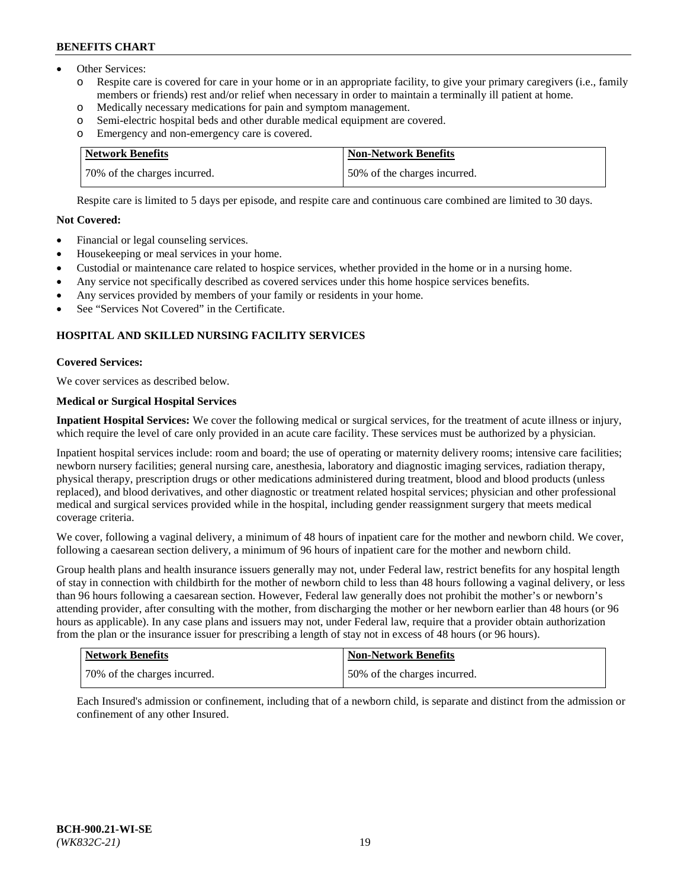- Other Services:
  - o Respite care is covered for care in your home or in an appropriate facility, to give your primary caregivers (i.e., family members or friends) rest and/or relief when necessary in order to maintain a terminally ill patient at home.
  - o Medically necessary medications for pain and symptom management.
  - o Semi-electric hospital beds and other durable medical equipment are covered.
  - o Emergency and non-emergency care is covered.

| Network Benefits | Non-Network Benefits |
|---|---|
| 70% of the charges incurred. | 50% of the charges incurred. |

Respite care is limited to 5 days per episode, and respite care and continuous care combined are limited to 30 days.

**Not Covered:**

- Financial or legal counseling services.
- Housekeeping or meal services in your home.
- Custodial or maintenance care related to hospice services, whether provided in the home or in a nursing home.
- Any service not specifically described as covered services under this home hospice services benefits.
- Any services provided by members of your family or residents in your home.
- See "Services Not Covered" in the Certificate.

## HOSPITAL AND SKILLED NURSING FACILITY SERVICES

**Covered Services:**

We cover services as described below.

**Medical or Surgical Hospital Services**

**Inpatient Hospital Services:** We cover the following medical or surgical services, for the treatment of acute illness or injury, which require the level of care only provided in an acute care facility. These services must be authorized by a physician.

Inpatient hospital services include: room and board; the use of operating or maternity delivery rooms; intensive care facilities; newborn nursery facilities; general nursing care, anesthesia, laboratory and diagnostic imaging services, radiation therapy, physical therapy, prescription drugs or other medications administered during treatment, blood and blood products (unless replaced), and blood derivatives, and other diagnostic or treatment related hospital services; physician and other professional medical and surgical services provided while in the hospital, including gender reassignment surgery that meets medical coverage criteria.

We cover, following a vaginal delivery, a minimum of 48 hours of inpatient care for the mother and newborn child. We cover, following a caesarean section delivery, a minimum of 96 hours of inpatient care for the mother and newborn child.

Group health plans and health insurance issuers generally may not, under Federal law, restrict benefits for any hospital length of stay in connection with childbirth for the mother of newborn child to less than 48 hours following a vaginal delivery, or less than 96 hours following a caesarean section. However, Federal law generally does not prohibit the mother's or newborn's attending provider, after consulting with the mother, from discharging the mother or her newborn earlier than 48 hours (or 96 hours as applicable). In any case plans and issuers may not, under Federal law, require that a provider obtain authorization from the plan or the insurance issuer for prescribing a length of stay not in excess of 48 hours (or 96 hours).

| Network Benefits | Non-Network Benefits |
|---|---|
| 70% of the charges incurred. | 50% of the charges incurred. |

Each Insured's admission or confinement, including that of a newborn child, is separate and distinct from the admission or confinement of any other Insured.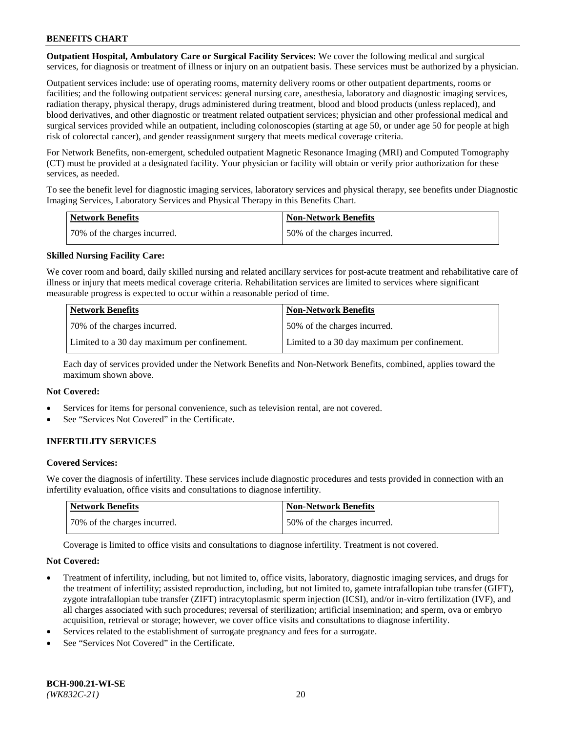**Outpatient Hospital, Ambulatory Care or Surgical Facility Services:** We cover the following medical and surgical services, for diagnosis or treatment of illness or injury on an outpatient basis. These services must be authorized by a physician.

Outpatient services include: use of operating rooms, maternity delivery rooms or other outpatient departments, rooms or facilities; and the following outpatient services: general nursing care, anesthesia, laboratory and diagnostic imaging services, radiation therapy, physical therapy, drugs administered during treatment, blood and blood products (unless replaced), and blood derivatives, and other diagnostic or treatment related outpatient services; physician and other professional medical and surgical services provided while an outpatient, including colonoscopies (starting at age 50, or under age 50 for people at high risk of colorectal cancer), and gender reassignment surgery that meets medical coverage criteria.

For Network Benefits, non-emergent, scheduled outpatient Magnetic Resonance Imaging (MRI) and Computed Tomography (CT) must be provided at a designated facility. Your physician or facility will obtain or verify prior authorization for these services, as needed.

To see the benefit level for diagnostic imaging services, laboratory services and physical therapy, see benefits under Diagnostic Imaging Services, Laboratory Services and Physical Therapy in this Benefits Chart.

| Network Benefits | Non-Network Benefits |
| --- | --- |
| 70% of the charges incurred. | 50% of the charges incurred. |

**Skilled Nursing Facility Care:**

We cover room and board, daily skilled nursing and related ancillary services for post-acute treatment and rehabilitative care of illness or injury that meets medical coverage criteria. Rehabilitation services are limited to services where significant measurable progress is expected to occur within a reasonable period of time.

| Network Benefits | Non-Network Benefits |
| --- | --- |
| 70% of the charges incurred. | 50% of the charges incurred. |
| Limited to a 30 day maximum per confinement. | Limited to a 30 day maximum per confinement. |

Each day of services provided under the Network Benefits and Non-Network Benefits, combined, applies toward the maximum shown above.

**Not Covered:**

- Services for items for personal convenience, such as television rental, are not covered.
- See "Services Not Covered" in the Certificate.

## INFERTILITY SERVICES

**Covered Services:**

We cover the diagnosis of infertility. These services include diagnostic procedures and tests provided in connection with an infertility evaluation, office visits and consultations to diagnose infertility.

| Network Benefits | Non-Network Benefits |
| --- | --- |
| 70% of the charges incurred. | 50% of the charges incurred. |

Coverage is limited to office visits and consultations to diagnose infertility. Treatment is not covered.

**Not Covered:**

- Treatment of infertility, including, but not limited to, office visits, laboratory, diagnostic imaging services, and drugs for the treatment of infertility; assisted reproduction, including, but not limited to, gamete intrafallopian tube transfer (GIFT), zygote intrafallopian tube transfer (ZIFT) intracytoplasmic sperm injection (ICSI), and/or in-vitro fertilization (IVF), and all charges associated with such procedures; reversal of sterilization; artificial insemination; and sperm, ova or embryo acquisition, retrieval or storage; however, we cover office visits and consultations to diagnose infertility.
- Services related to the establishment of surrogate pregnancy and fees for a surrogate.
- See "Services Not Covered" in the Certificate.

**BCH-900.21-WI-SE**
*(WK832C-21)*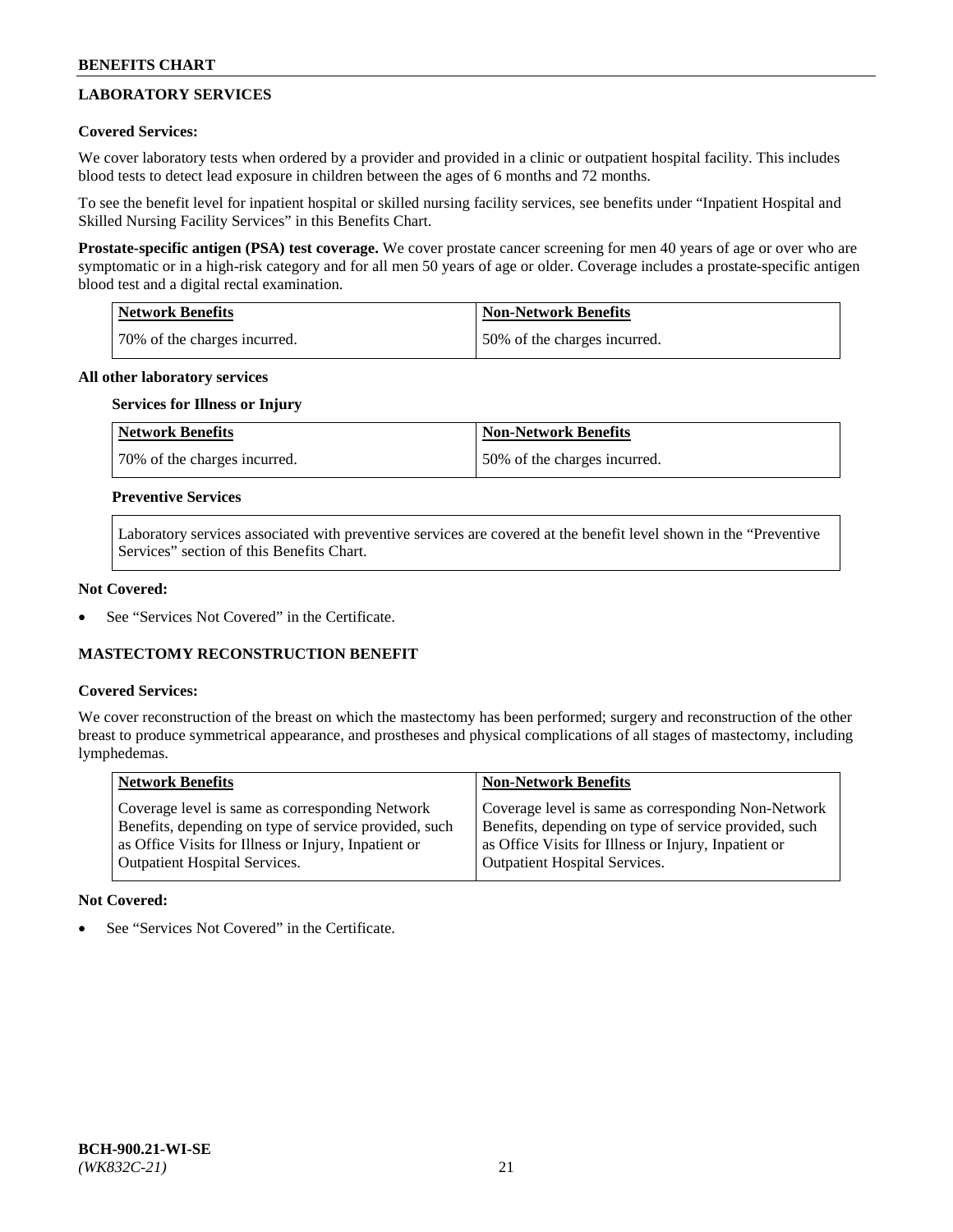## LABORATORY SERVICES

**Covered Services:**

We cover laboratory tests when ordered by a provider and provided in a clinic or outpatient hospital facility. This includes blood tests to detect lead exposure in children between the ages of 6 months and 72 months.

To see the benefit level for inpatient hospital or skilled nursing facility services, see benefits under "Inpatient Hospital and Skilled Nursing Facility Services" in this Benefits Chart.

**Prostate-specific antigen (PSA) test coverage.** We cover prostate cancer screening for men 40 years of age or over who are symptomatic or in a high-risk category and for all men 50 years of age or older. Coverage includes a prostate-specific antigen blood test and a digital rectal examination.

| Network Benefits | Non-Network Benefits |
|---|---|
| 70% of the charges incurred. | 50% of the charges incurred. |

**All other laboratory services**

**Services for Illness or Injury**

| Network Benefits | Non-Network Benefits |
|---|---|
| 70% of the charges incurred. | 50% of the charges incurred. |

**Preventive Services**

Laboratory services associated with preventive services are covered at the benefit level shown in the "Preventive Services" section of this Benefits Chart.

**Not Covered:**

- See "Services Not Covered" in the Certificate.

## MASTECTOMY RECONSTRUCTION BENEFIT

**Covered Services:**

We cover reconstruction of the breast on which the mastectomy has been performed; surgery and reconstruction of the other breast to produce symmetrical appearance, and prostheses and physical complications of all stages of mastectomy, including lymphedemas.

| Network Benefits | Non-Network Benefits |
|---|---|
| Coverage level is same as corresponding Network Benefits, depending on type of service provided, such as Office Visits for Illness or Injury, Inpatient or Outpatient Hospital Services. | Coverage level is same as corresponding Non-Network Benefits, depending on type of service provided, such as Office Visits for Illness or Injury, Inpatient or Outpatient Hospital Services. |

**Not Covered:**

- See "Services Not Covered" in the Certificate.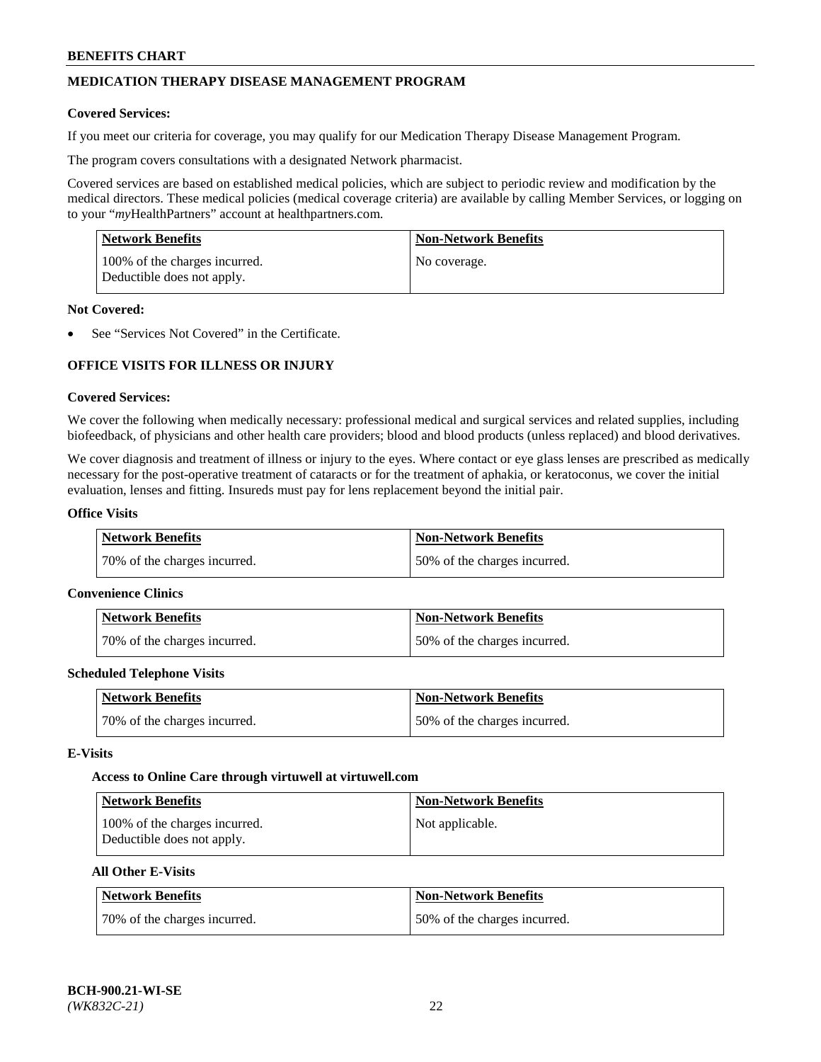## MEDICATION THERAPY DISEASE MANAGEMENT PROGRAM

**Covered Services:**

If you meet our criteria for coverage, you may qualify for our Medication Therapy Disease Management Program.

The program covers consultations with a designated Network pharmacist.

Covered services are based on established medical policies, which are subject to periodic review and modification by the medical directors. These medical policies (medical coverage criteria) are available by calling Member Services, or logging on to your "*my*HealthPartners" account at healthpartners.com.

| Network Benefits | Non-Network Benefits |
|---|---|
| 100% of the charges incurred. Deductible does not apply. | No coverage. |

**Not Covered:**

- See "Services Not Covered" in the Certificate.

## OFFICE VISITS FOR ILLNESS OR INJURY

**Covered Services:**

We cover the following when medically necessary: professional medical and surgical services and related supplies, including biofeedback, of physicians and other health care providers; blood and blood products (unless replaced) and blood derivatives.

We cover diagnosis and treatment of illness or injury to the eyes. Where contact or eye glass lenses are prescribed as medically necessary for the post-operative treatment of cataracts or for the treatment of aphakia, or keratoconus, we cover the initial evaluation, lenses and fitting. Insureds must pay for lens replacement beyond the initial pair.

**Office Visits**

| Network Benefits | Non-Network Benefits |
|---|---|
| 70% of the charges incurred. | 50% of the charges incurred. |

**Convenience Clinics**

| Network Benefits | Non-Network Benefits |
|---|---|
| 70% of the charges incurred. | 50% of the charges incurred. |

**Scheduled Telephone Visits**

| Network Benefits | Non-Network Benefits |
|---|---|
| 70% of the charges incurred. | 50% of the charges incurred. |

**E-Visits**

**Access to Online Care through virtuwell at virtuwell.com**

| Network Benefits | Non-Network Benefits |
|---|---|
| 100% of the charges incurred. Deductible does not apply. | Not applicable. |

**All Other E-Visits**

| Network Benefits | Non-Network Benefits |
|---|---|
| 70% of the charges incurred. | 50% of the charges incurred. |

**BCH-900.21-WI-SE**
*(WK832C-21)*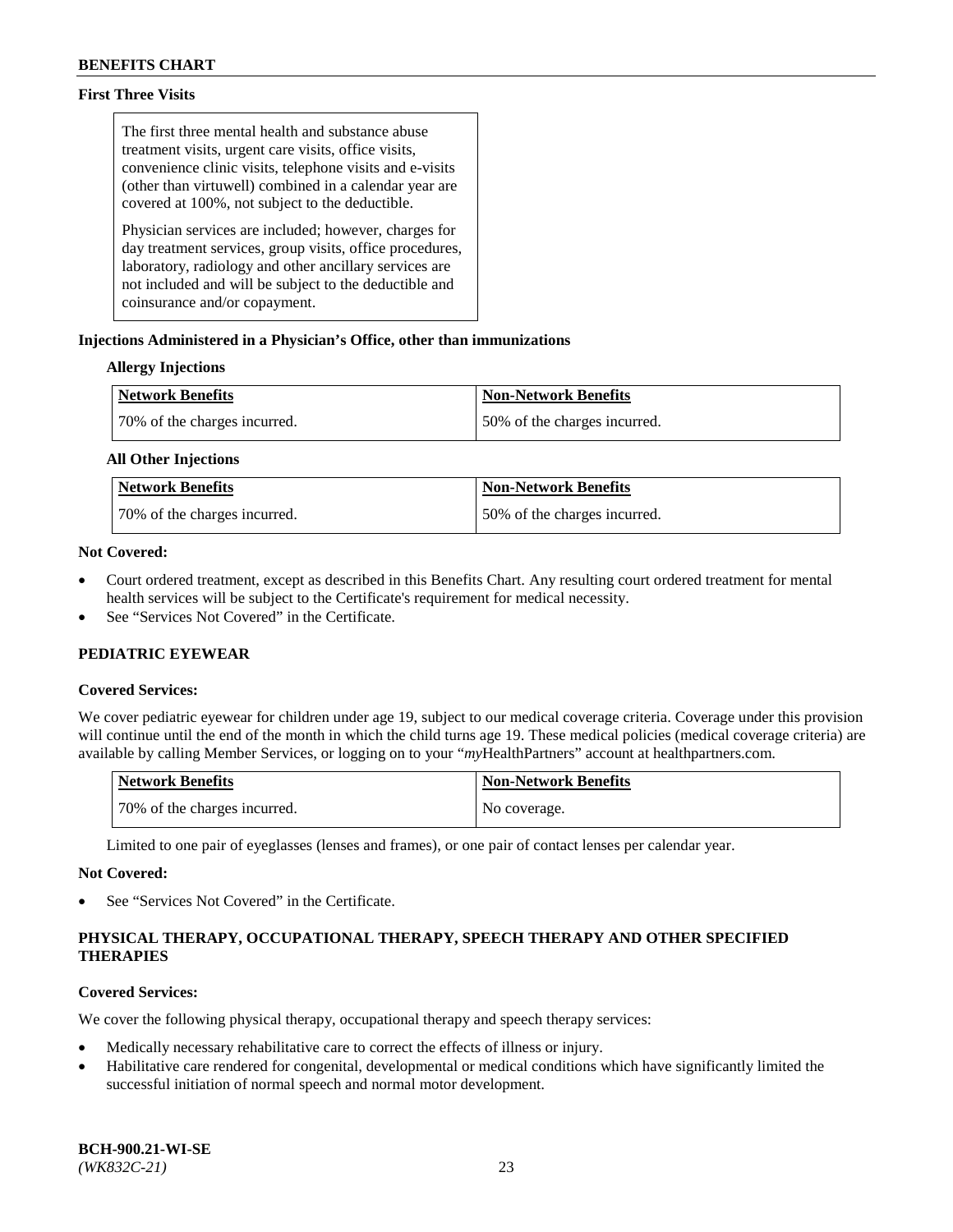**First Three Visits**

> The first three mental health and substance abuse treatment visits, urgent care visits, office visits, convenience clinic visits, telephone visits and e-visits (other than virtuwell) combined in a calendar year are covered at 100%, not subject to the deductible.
>
> Physician services are included; however, charges for day treatment services, group visits, office procedures, laboratory, radiology and other ancillary services are not included and will be subject to the deductible and coinsurance and/or copayment.

**Injections Administered in a Physician's Office, other than immunizations**

**Allergy Injections**

| Network Benefits | Non-Network Benefits |
|---|---|
| 70% of the charges incurred. | 50% of the charges incurred. |

**All Other Injections**

| Network Benefits | Non-Network Benefits |
|---|---|
| 70% of the charges incurred. | 50% of the charges incurred. |

**Not Covered:**

- Court ordered treatment, except as described in this Benefits Chart. Any resulting court ordered treatment for mental health services will be subject to the Certificate's requirement for medical necessity.
- See "Services Not Covered" in the Certificate.

## PEDIATRIC EYEWEAR

**Covered Services:**

We cover pediatric eyewear for children under age 19, subject to our medical coverage criteria. Coverage under this provision will continue until the end of the month in which the child turns age 19. These medical policies (medical coverage criteria) are available by calling Member Services, or logging on to your "*my*HealthPartners" account at healthpartners.com.

| Network Benefits | Non-Network Benefits |
|---|---|
| 70% of the charges incurred. | No coverage. |

Limited to one pair of eyeglasses (lenses and frames), or one pair of contact lenses per calendar year.

**Not Covered:**

- See "Services Not Covered" in the Certificate.

## PHYSICAL THERAPY, OCCUPATIONAL THERAPY, SPEECH THERAPY AND OTHER SPECIFIED THERAPIES

**Covered Services:**

We cover the following physical therapy, occupational therapy and speech therapy services:

- Medically necessary rehabilitative care to correct the effects of illness or injury.
- Habilitative care rendered for congenital, developmental or medical conditions which have significantly limited the successful initiation of normal speech and normal motor development.

BCH-900.21-WI-SE
*(WK832C-21)*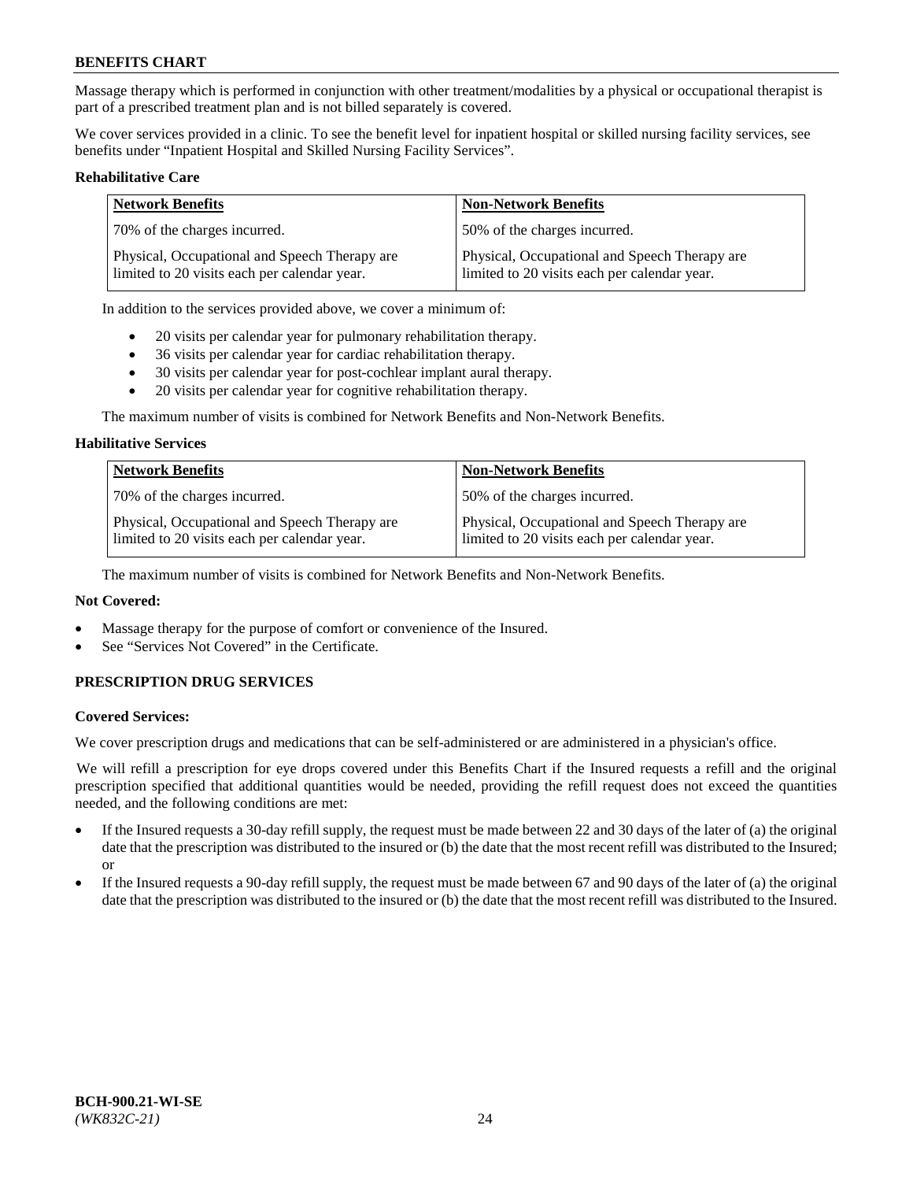Massage therapy which is performed in conjunction with other treatment/modalities by a physical or occupational therapist is part of a prescribed treatment plan and is not billed separately is covered.

We cover services provided in a clinic. To see the benefit level for inpatient hospital or skilled nursing facility services, see benefits under "Inpatient Hospital and Skilled Nursing Facility Services".

**Rehabilitative Care**

| Network Benefits | Non-Network Benefits |
| --- | --- |
| 70% of the charges incurred. | 50% of the charges incurred. |
| Physical, Occupational and Speech Therapy are limited to 20 visits each per calendar year. | Physical, Occupational and Speech Therapy are limited to 20 visits each per calendar year. |

In addition to the services provided above, we cover a minimum of:

- 20 visits per calendar year for pulmonary rehabilitation therapy.
- 36 visits per calendar year for cardiac rehabilitation therapy.
- 30 visits per calendar year for post-cochlear implant aural therapy.
- 20 visits per calendar year for cognitive rehabilitation therapy.

The maximum number of visits is combined for Network Benefits and Non-Network Benefits.

**Habilitative Services**

| Network Benefits | Non-Network Benefits |
| --- | --- |
| 70% of the charges incurred. | 50% of the charges incurred. |
| Physical, Occupational and Speech Therapy are limited to 20 visits each per calendar year. | Physical, Occupational and Speech Therapy are limited to 20 visits each per calendar year. |

The maximum number of visits is combined for Network Benefits and Non-Network Benefits.

**Not Covered:**

- Massage therapy for the purpose of comfort or convenience of the Insured.
- See "Services Not Covered" in the Certificate.

## PRESCRIPTION DRUG SERVICES

**Covered Services:**

We cover prescription drugs and medications that can be self-administered or are administered in a physician's office.

We will refill a prescription for eye drops covered under this Benefits Chart if the Insured requests a refill and the original prescription specified that additional quantities would be needed, providing the refill request does not exceed the quantities needed, and the following conditions are met:

- If the Insured requests a 30-day refill supply, the request must be made between 22 and 30 days of the later of (a) the original date that the prescription was distributed to the insured or (b) the date that the most recent refill was distributed to the Insured; or
- If the Insured requests a 90-day refill supply, the request must be made between 67 and 90 days of the later of (a) the original date that the prescription was distributed to the insured or (b) the date that the most recent refill was distributed to the Insured.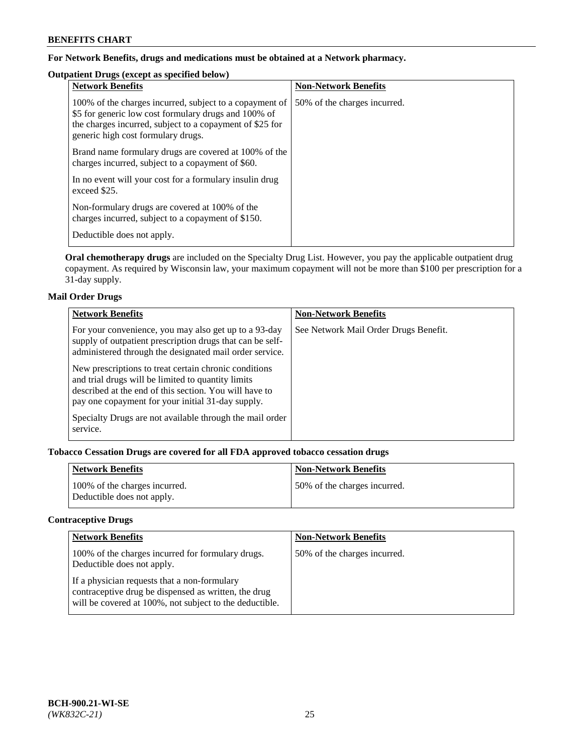**For Network Benefits, drugs and medications must be obtained at a Network pharmacy.**

**Outpatient Drugs (except as specified below)**

| Network Benefits | Non-Network Benefits |
|---|---|
| 100% of the charges incurred, subject to a copayment of $5 for generic low cost formulary drugs and 100% of the charges incurred, subject to a copayment of $25 for generic high cost formulary drugs.<br><br>Brand name formulary drugs are covered at 100% of the charges incurred, subject to a copayment of $60.<br><br>In no event will your cost for a formulary insulin drug exceed $25.<br><br>Non-formulary drugs are covered at 100% of the charges incurred, subject to a copayment of $150.<br><br>Deductible does not apply. | 50% of the charges incurred. |

**Oral chemotherapy drugs** are included on the Specialty Drug List. However, you pay the applicable outpatient drug copayment. As required by Wisconsin law, your maximum copayment will not be more than $100 per prescription for a 31-day supply.

**Mail Order Drugs**

| Network Benefits | Non-Network Benefits |
|---|---|
| For your convenience, you may also get up to a 93-day supply of outpatient prescription drugs that can be self-administered through the designated mail order service.<br><br>New prescriptions to treat certain chronic conditions and trial drugs will be limited to quantity limits described at the end of this section. You will have to pay one copayment for your initial 31-day supply.<br><br>Specialty Drugs are not available through the mail order service. | See Network Mail Order Drugs Benefit. |

**Tobacco Cessation Drugs are covered for all FDA approved tobacco cessation drugs**

| Network Benefits | Non-Network Benefits |
|---|---|
| 100% of the charges incurred.<br>Deductible does not apply. | 50% of the charges incurred. |

**Contraceptive Drugs**

| Network Benefits | Non-Network Benefits |
|---|---|
| 100% of the charges incurred for formulary drugs. Deductible does not apply.<br><br>If a physician requests that a non-formulary contraceptive drug be dispensed as written, the drug will be covered at 100%, not subject to the deductible. | 50% of the charges incurred. |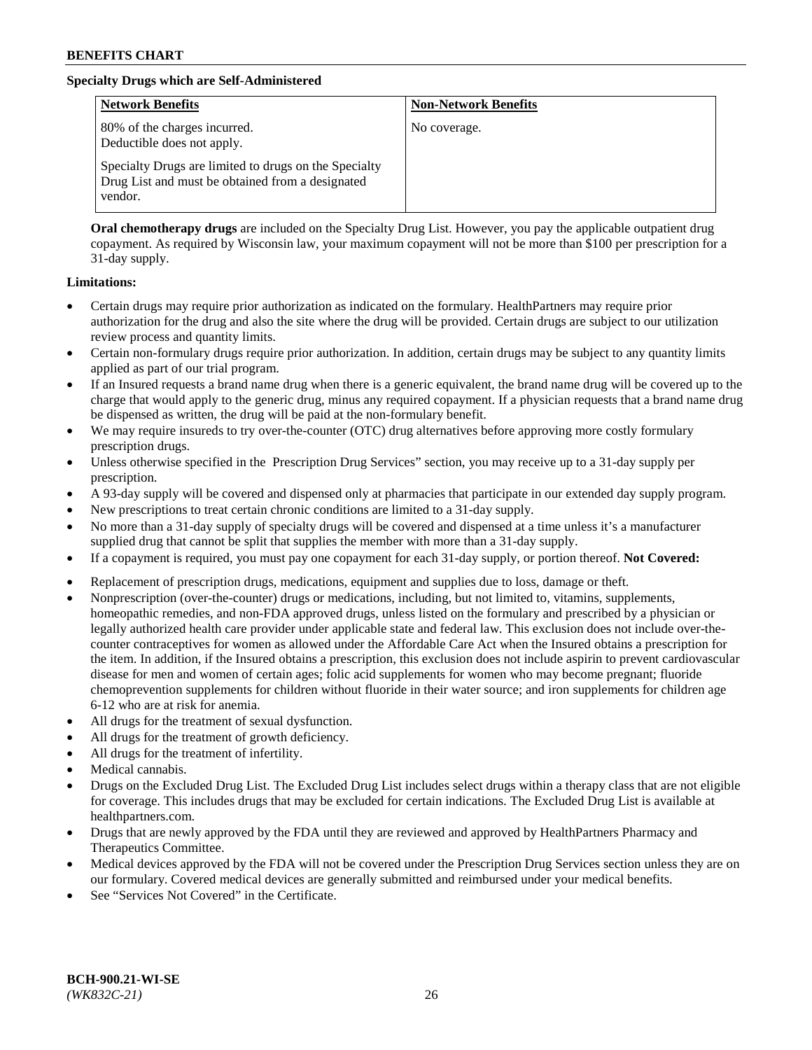**Specialty Drugs which are Self-Administered**

| Network Benefits | Non-Network Benefits |
|---|---|
| 80% of the charges incurred.<br>Deductible does not apply.<br><br>Specialty Drugs are limited to drugs on the Specialty Drug List and must be obtained from a designated vendor. | No coverage. |

**Oral chemotherapy drugs** are included on the Specialty Drug List. However, you pay the applicable outpatient drug copayment. As required by Wisconsin law, your maximum copayment will not be more than $100 per prescription for a 31-day supply.

**Limitations:**

- Certain drugs may require prior authorization as indicated on the formulary. HealthPartners may require prior authorization for the drug and also the site where the drug will be provided. Certain drugs are subject to our utilization review process and quantity limits.
- Certain non-formulary drugs require prior authorization. In addition, certain drugs may be subject to any quantity limits applied as part of our trial program.
- If an Insured requests a brand name drug when there is a generic equivalent, the brand name drug will be covered up to the charge that would apply to the generic drug, minus any required copayment. If a physician requests that a brand name drug be dispensed as written, the drug will be paid at the non-formulary benefit.
- We may require insureds to try over-the-counter (OTC) drug alternatives before approving more costly formulary prescription drugs.
- Unless otherwise specified in the Prescription Drug Services" section, you may receive up to a 31-day supply per prescription.
- A 93-day supply will be covered and dispensed only at pharmacies that participate in our extended day supply program.
- New prescriptions to treat certain chronic conditions are limited to a 31-day supply.
- No more than a 31-day supply of specialty drugs will be covered and dispensed at a time unless it's a manufacturer supplied drug that cannot be split that supplies the member with more than a 31-day supply.
- If a copayment is required, you must pay one copayment for each 31-day supply, or portion thereof. **Not Covered:**
- Replacement of prescription drugs, medications, equipment and supplies due to loss, damage or theft.
- Nonprescription (over-the-counter) drugs or medications, including, but not limited to, vitamins, supplements, homeopathic remedies, and non-FDA approved drugs, unless listed on the formulary and prescribed by a physician or legally authorized health care provider under applicable state and federal law. This exclusion does not include over-the-counter contraceptives for women as allowed under the Affordable Care Act when the Insured obtains a prescription for the item. In addition, if the Insured obtains a prescription, this exclusion does not include aspirin to prevent cardiovascular disease for men and women of certain ages; folic acid supplements for women who may become pregnant; fluoride chemoprevention supplements for children without fluoride in their water source; and iron supplements for children age 6-12 who are at risk for anemia.
- All drugs for the treatment of sexual dysfunction.
- All drugs for the treatment of growth deficiency.
- All drugs for the treatment of infertility.
- Medical cannabis.
- Drugs on the Excluded Drug List. The Excluded Drug List includes select drugs within a therapy class that are not eligible for coverage. This includes drugs that may be excluded for certain indications. The Excluded Drug List is available at healthpartners.com.
- Drugs that are newly approved by the FDA until they are reviewed and approved by HealthPartners Pharmacy and Therapeutics Committee.
- Medical devices approved by the FDA will not be covered under the Prescription Drug Services section unless they are on our formulary. Covered medical devices are generally submitted and reimbursed under your medical benefits.
- See "Services Not Covered" in the Certificate.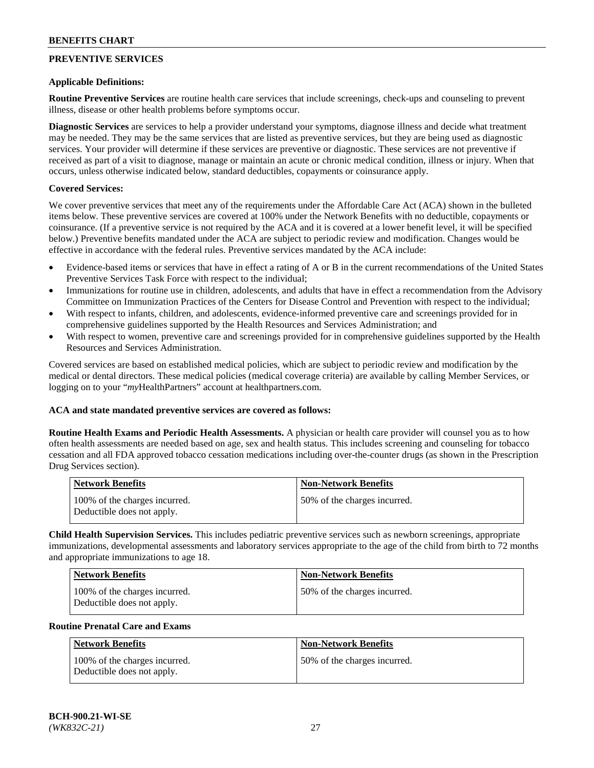## PREVENTIVE SERVICES

### Applicable Definitions:

**Routine Preventive Services** are routine health care services that include screenings, check-ups and counseling to prevent illness, disease or other health problems before symptoms occur.

**Diagnostic Services** are services to help a provider understand your symptoms, diagnose illness and decide what treatment may be needed. They may be the same services that are listed as preventive services, but they are being used as diagnostic services. Your provider will determine if these services are preventive or diagnostic. These services are not preventive if received as part of a visit to diagnose, manage or maintain an acute or chronic medical condition, illness or injury. When that occurs, unless otherwise indicated below, standard deductibles, copayments or coinsurance apply.

### Covered Services:

We cover preventive services that meet any of the requirements under the Affordable Care Act (ACA) shown in the bulleted items below. These preventive services are covered at 100% under the Network Benefits with no deductible, copayments or coinsurance. (If a preventive service is not required by the ACA and it is covered at a lower benefit level, it will be specified below.) Preventive benefits mandated under the ACA are subject to periodic review and modification. Changes would be effective in accordance with the federal rules. Preventive services mandated by the ACA include:

- Evidence-based items or services that have in effect a rating of A or B in the current recommendations of the United States Preventive Services Task Force with respect to the individual;
- Immunizations for routine use in children, adolescents, and adults that have in effect a recommendation from the Advisory Committee on Immunization Practices of the Centers for Disease Control and Prevention with respect to the individual;
- With respect to infants, children, and adolescents, evidence-informed preventive care and screenings provided for in comprehensive guidelines supported by the Health Resources and Services Administration; and
- With respect to women, preventive care and screenings provided for in comprehensive guidelines supported by the Health Resources and Services Administration.

Covered services are based on established medical policies, which are subject to periodic review and modification by the medical or dental directors. These medical policies (medical coverage criteria) are available by calling Member Services, or logging on to your "*my*HealthPartners" account at healthpartners.com.

**ACA and state mandated preventive services are covered as follows:**

**Routine Health Exams and Periodic Health Assessments.** A physician or health care provider will counsel you as to how often health assessments are needed based on age, sex and health status. This includes screening and counseling for tobacco cessation and all FDA approved tobacco cessation medications including over-the-counter drugs (as shown in the Prescription Drug Services section).

| Network Benefits | Non-Network Benefits |
|---|---|
| 100% of the charges incurred. Deductible does not apply. | 50% of the charges incurred. |

**Child Health Supervision Services.** This includes pediatric preventive services such as newborn screenings, appropriate immunizations, developmental assessments and laboratory services appropriate to the age of the child from birth to 72 months and appropriate immunizations to age 18.

| Network Benefits | Non-Network Benefits |
|---|---|
| 100% of the charges incurred. Deductible does not apply. | 50% of the charges incurred. |

**Routine Prenatal Care and Exams**

| Network Benefits | Non-Network Benefits |
|---|---|
| 100% of the charges incurred. Deductible does not apply. | 50% of the charges incurred. |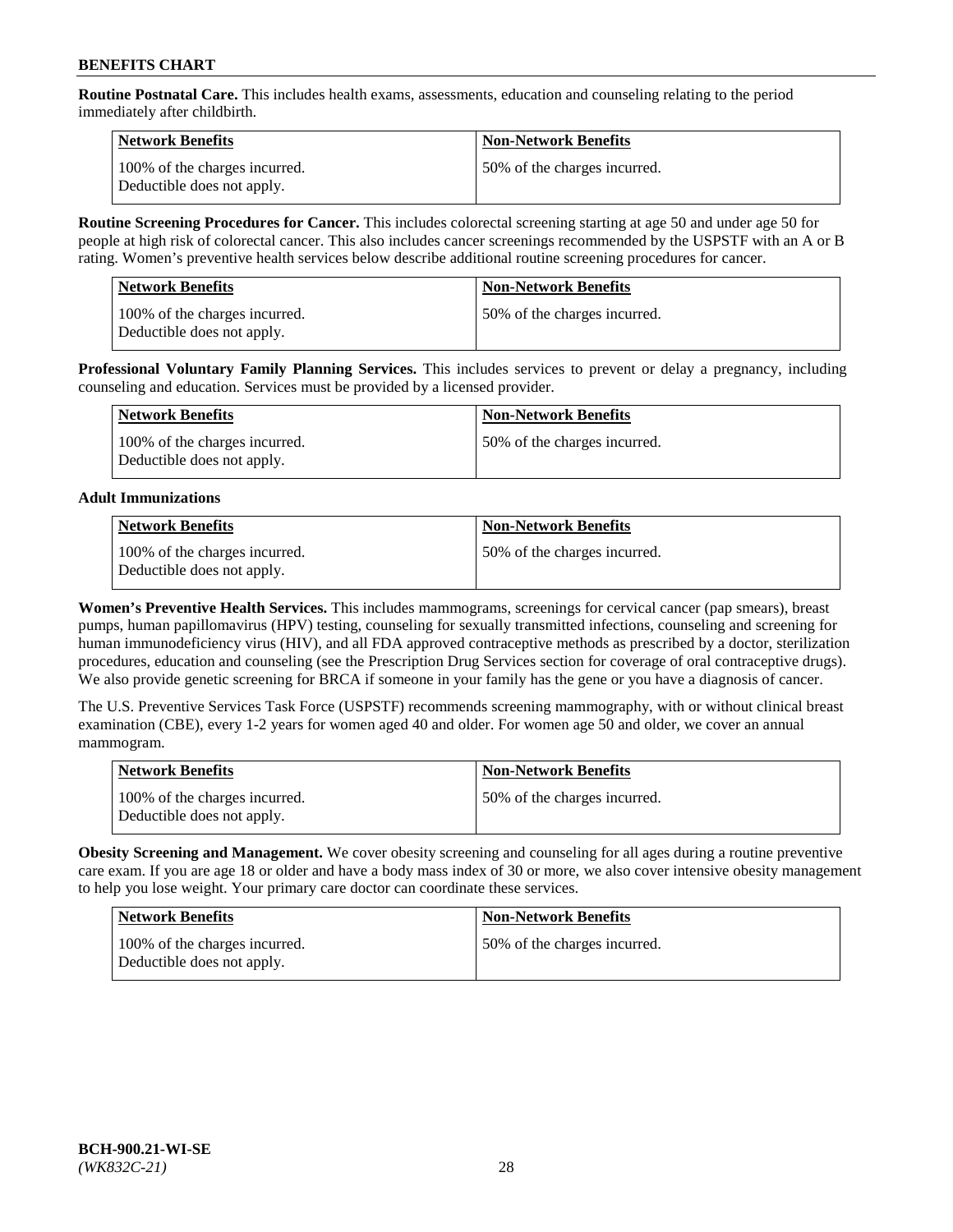**Routine Postnatal Care.** This includes health exams, assessments, education and counseling relating to the period immediately after childbirth.

| Network Benefits | Non-Network Benefits |
|---|---|
| 100% of the charges incurred. Deductible does not apply. | 50% of the charges incurred. |

**Routine Screening Procedures for Cancer.** This includes colorectal screening starting at age 50 and under age 50 for people at high risk of colorectal cancer. This also includes cancer screenings recommended by the USPSTF with an A or B rating. Women's preventive health services below describe additional routine screening procedures for cancer.

| Network Benefits | Non-Network Benefits |
|---|---|
| 100% of the charges incurred. Deductible does not apply. | 50% of the charges incurred. |

**Professional Voluntary Family Planning Services.** This includes services to prevent or delay a pregnancy, including counseling and education. Services must be provided by a licensed provider.

| Network Benefits | Non-Network Benefits |
|---|---|
| 100% of the charges incurred. Deductible does not apply. | 50% of the charges incurred. |

**Adult Immunizations**

| Network Benefits | Non-Network Benefits |
|---|---|
| 100% of the charges incurred. Deductible does not apply. | 50% of the charges incurred. |

**Women's Preventive Health Services.** This includes mammograms, screenings for cervical cancer (pap smears), breast pumps, human papillomavirus (HPV) testing, counseling for sexually transmitted infections, counseling and screening for human immunodeficiency virus (HIV), and all FDA approved contraceptive methods as prescribed by a doctor, sterilization procedures, education and counseling (see the Prescription Drug Services section for coverage of oral contraceptive drugs). We also provide genetic screening for BRCA if someone in your family has the gene or you have a diagnosis of cancer.

The U.S. Preventive Services Task Force (USPSTF) recommends screening mammography, with or without clinical breast examination (CBE), every 1-2 years for women aged 40 and older. For women age 50 and older, we cover an annual mammogram.

| Network Benefits | Non-Network Benefits |
|---|---|
| 100% of the charges incurred. Deductible does not apply. | 50% of the charges incurred. |

**Obesity Screening and Management.** We cover obesity screening and counseling for all ages during a routine preventive care exam. If you are age 18 or older and have a body mass index of 30 or more, we also cover intensive obesity management to help you lose weight. Your primary care doctor can coordinate these services.

| Network Benefits | Non-Network Benefits |
|---|---|
| 100% of the charges incurred. Deductible does not apply. | 50% of the charges incurred. |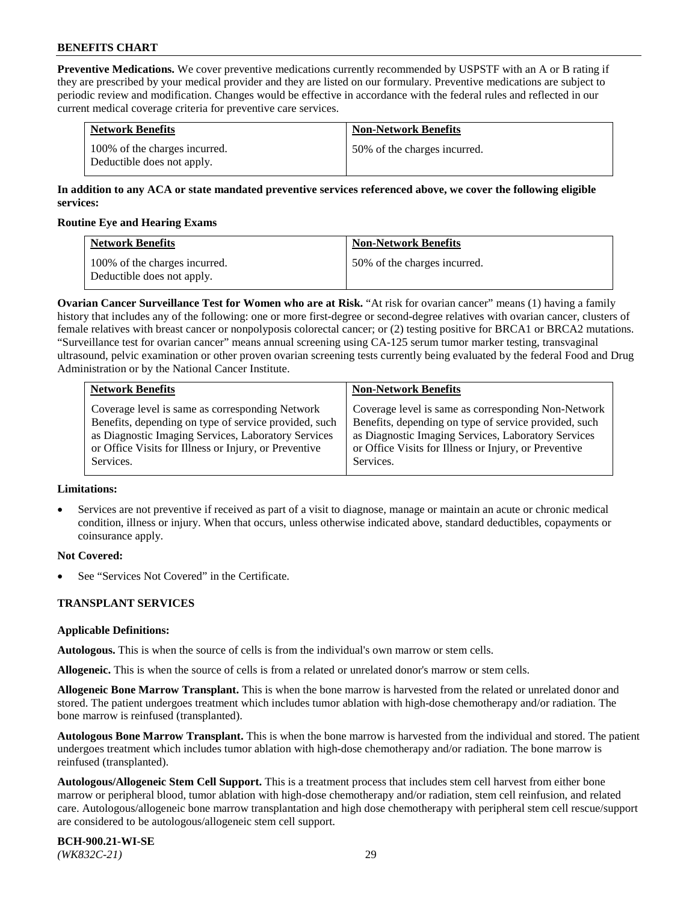**Preventive Medications.** We cover preventive medications currently recommended by USPSTF with an A or B rating if they are prescribed by your medical provider and they are listed on our formulary. Preventive medications are subject to periodic review and modification. Changes would be effective in accordance with the federal rules and reflected in our current medical coverage criteria for preventive care services.

| Network Benefits | Non-Network Benefits |
|---|---|
| 100% of the charges incurred. Deductible does not apply. | 50% of the charges incurred. |

**In addition to any ACA or state mandated preventive services referenced above, we cover the following eligible services:**

**Routine Eye and Hearing Exams**

| Network Benefits | Non-Network Benefits |
|---|---|
| 100% of the charges incurred. Deductible does not apply. | 50% of the charges incurred. |

**Ovarian Cancer Surveillance Test for Women who are at Risk.** "At risk for ovarian cancer" means (1) having a family history that includes any of the following: one or more first-degree or second-degree relatives with ovarian cancer, clusters of female relatives with breast cancer or nonpolyposis colorectal cancer; or (2) testing positive for BRCA1 or BRCA2 mutations. "Surveillance test for ovarian cancer" means annual screening using CA-125 serum tumor marker testing, transvaginal ultrasound, pelvic examination or other proven ovarian screening tests currently being evaluated by the federal Food and Drug Administration or by the National Cancer Institute.

| Network Benefits | Non-Network Benefits |
|---|---|
| Coverage level is same as corresponding Network Benefits, depending on type of service provided, such as Diagnostic Imaging Services, Laboratory Services or Office Visits for Illness or Injury, or Preventive Services. | Coverage level is same as corresponding Non-Network Benefits, depending on type of service provided, such as Diagnostic Imaging Services, Laboratory Services or Office Visits for Illness or Injury, or Preventive Services. |

**Limitations:**

- Services are not preventive if received as part of a visit to diagnose, manage or maintain an acute or chronic medical condition, illness or injury. When that occurs, unless otherwise indicated above, standard deductibles, copayments or coinsurance apply.

**Not Covered:**

- See "Services Not Covered" in the Certificate.

## TRANSPLANT SERVICES

**Applicable Definitions:**

**Autologous.** This is when the source of cells is from the individual's own marrow or stem cells.

**Allogeneic.** This is when the source of cells is from a related or unrelated donor's marrow or stem cells.

**Allogeneic Bone Marrow Transplant.** This is when the bone marrow is harvested from the related or unrelated donor and stored. The patient undergoes treatment which includes tumor ablation with high-dose chemotherapy and/or radiation. The bone marrow is reinfused (transplanted).

**Autologous Bone Marrow Transplant.** This is when the bone marrow is harvested from the individual and stored. The patient undergoes treatment which includes tumor ablation with high-dose chemotherapy and/or radiation. The bone marrow is reinfused (transplanted).

**Autologous/Allogeneic Stem Cell Support.** This is a treatment process that includes stem cell harvest from either bone marrow or peripheral blood, tumor ablation with high-dose chemotherapy and/or radiation, stem cell reinfusion, and related care. Autologous/allogeneic bone marrow transplantation and high dose chemotherapy with peripheral stem cell rescue/support are considered to be autologous/allogeneic stem cell support.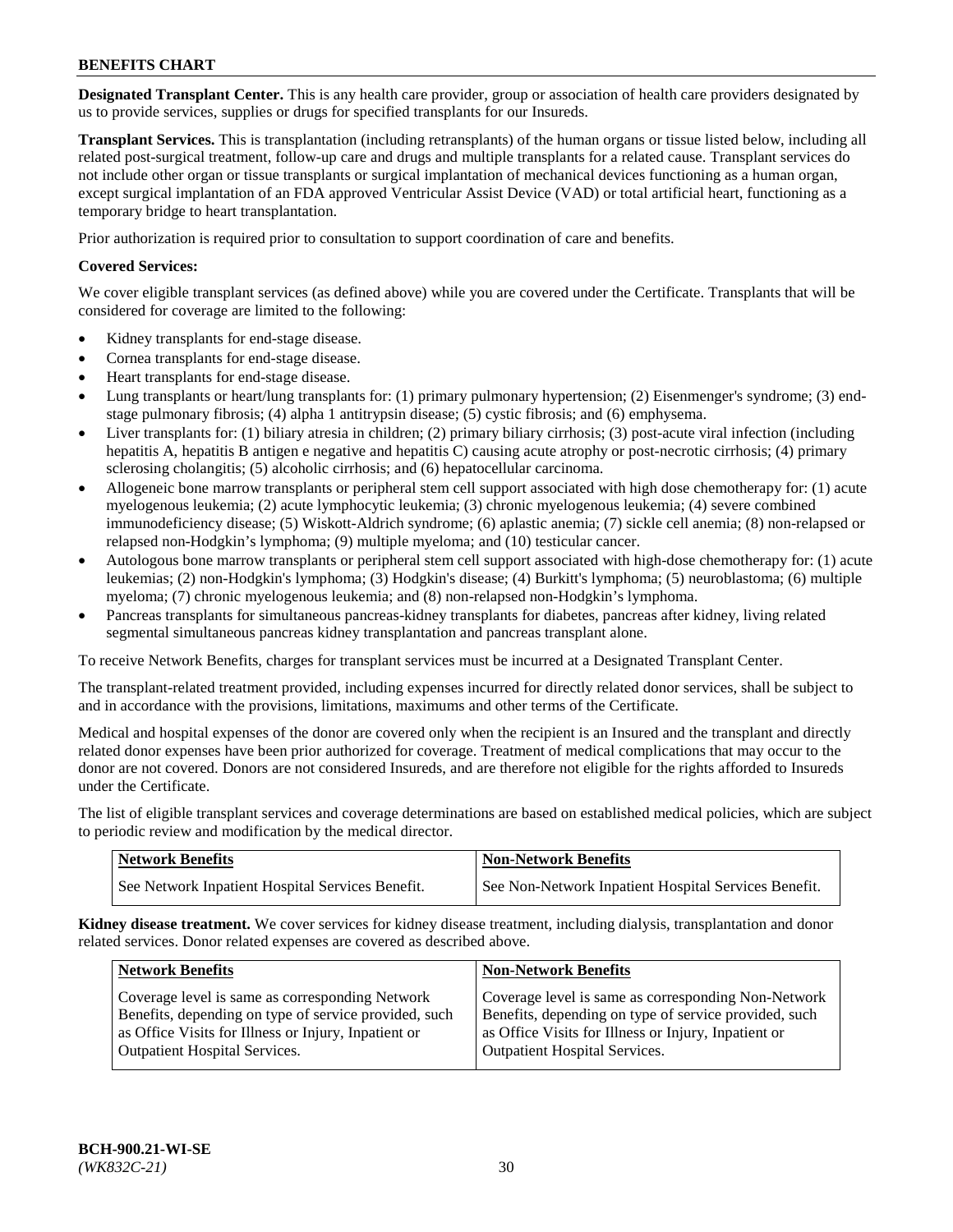**Designated Transplant Center.** This is any health care provider, group or association of health care providers designated by us to provide services, supplies or drugs for specified transplants for our Insureds.

**Transplant Services.** This is transplantation (including retransplants) of the human organs or tissue listed below, including all related post-surgical treatment, follow-up care and drugs and multiple transplants for a related cause. Transplant services do not include other organ or tissue transplants or surgical implantation of mechanical devices functioning as a human organ, except surgical implantation of an FDA approved Ventricular Assist Device (VAD) or total artificial heart, functioning as a temporary bridge to heart transplantation.

Prior authorization is required prior to consultation to support coordination of care and benefits.

**Covered Services:**

We cover eligible transplant services (as defined above) while you are covered under the Certificate. Transplants that will be considered for coverage are limited to the following:

- Kidney transplants for end-stage disease.
- Cornea transplants for end-stage disease.
- Heart transplants for end-stage disease.
- Lung transplants or heart/lung transplants for: (1) primary pulmonary hypertension; (2) Eisenmenger's syndrome; (3) end-stage pulmonary fibrosis; (4) alpha 1 antitrypsin disease; (5) cystic fibrosis; and (6) emphysema.
- Liver transplants for: (1) biliary atresia in children; (2) primary biliary cirrhosis; (3) post-acute viral infection (including hepatitis A, hepatitis B antigen e negative and hepatitis C) causing acute atrophy or post-necrotic cirrhosis; (4) primary sclerosing cholangitis; (5) alcoholic cirrhosis; and (6) hepatocellular carcinoma.
- Allogeneic bone marrow transplants or peripheral stem cell support associated with high dose chemotherapy for: (1) acute myelogenous leukemia; (2) acute lymphocytic leukemia; (3) chronic myelogenous leukemia; (4) severe combined immunodeficiency disease; (5) Wiskott-Aldrich syndrome; (6) aplastic anemia; (7) sickle cell anemia; (8) non-relapsed or relapsed non-Hodgkin's lymphoma; (9) multiple myeloma; and (10) testicular cancer.
- Autologous bone marrow transplants or peripheral stem cell support associated with high-dose chemotherapy for: (1) acute leukemias; (2) non-Hodgkin's lymphoma; (3) Hodgkin's disease; (4) Burkitt's lymphoma; (5) neuroblastoma; (6) multiple myeloma; (7) chronic myelogenous leukemia; and (8) non-relapsed non-Hodgkin's lymphoma.
- Pancreas transplants for simultaneous pancreas-kidney transplants for diabetes, pancreas after kidney, living related segmental simultaneous pancreas kidney transplantation and pancreas transplant alone.

To receive Network Benefits, charges for transplant services must be incurred at a Designated Transplant Center.

The transplant-related treatment provided, including expenses incurred for directly related donor services, shall be subject to and in accordance with the provisions, limitations, maximums and other terms of the Certificate.

Medical and hospital expenses of the donor are covered only when the recipient is an Insured and the transplant and directly related donor expenses have been prior authorized for coverage. Treatment of medical complications that may occur to the donor are not covered. Donors are not considered Insureds, and are therefore not eligible for the rights afforded to Insureds under the Certificate.

The list of eligible transplant services and coverage determinations are based on established medical policies, which are subject to periodic review and modification by the medical director.

| Network Benefits | Non-Network Benefits |
|---|---|
| See Network Inpatient Hospital Services Benefit. | See Non-Network Inpatient Hospital Services Benefit. |

**Kidney disease treatment.** We cover services for kidney disease treatment, including dialysis, transplantation and donor related services. Donor related expenses are covered as described above.

| Network Benefits | Non-Network Benefits |
|---|---|
| Coverage level is same as corresponding Network Benefits, depending on type of service provided, such as Office Visits for Illness or Injury, Inpatient or Outpatient Hospital Services. | Coverage level is same as corresponding Non-Network Benefits, depending on type of service provided, such as Office Visits for Illness or Injury, Inpatient or Outpatient Hospital Services. |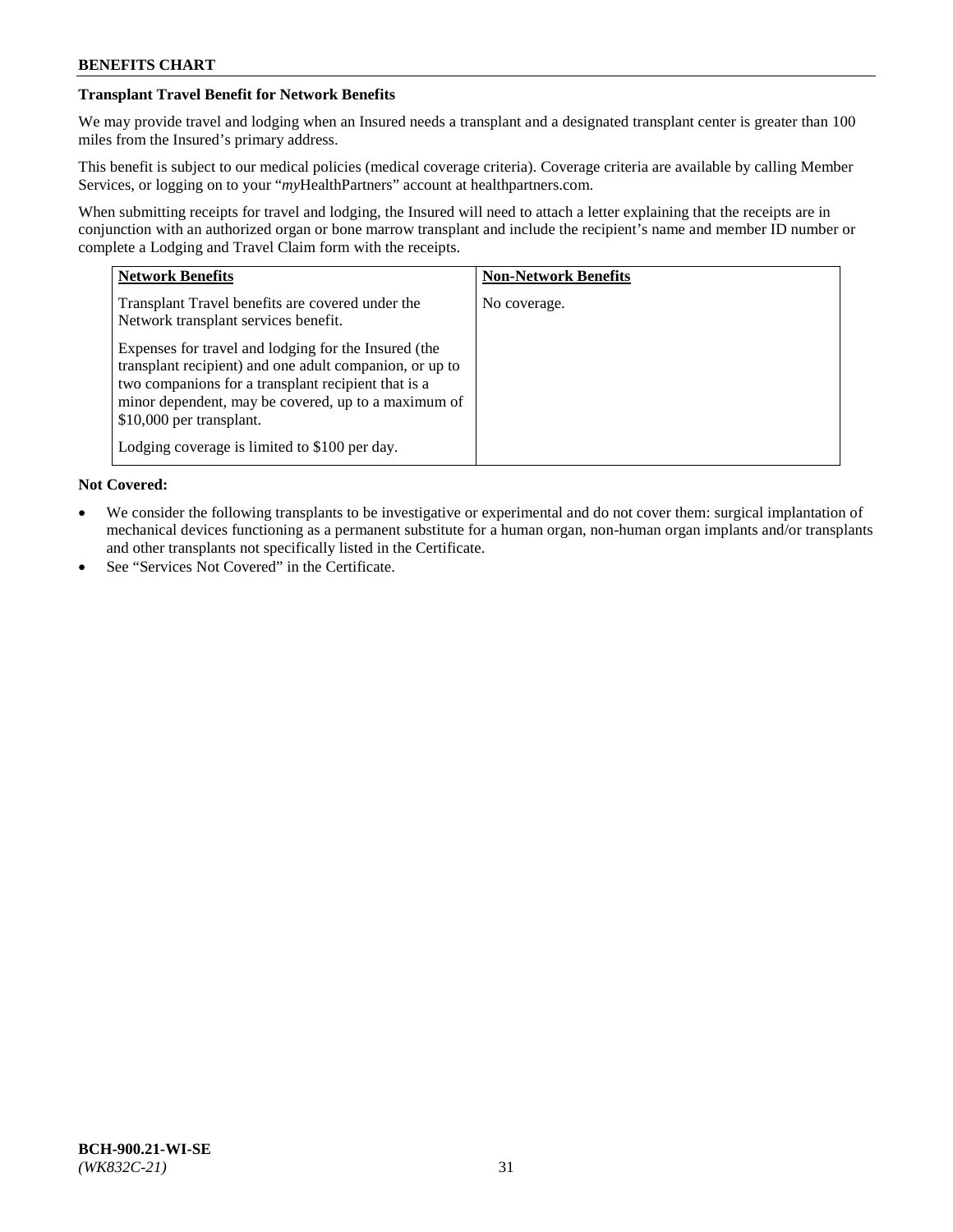### Transplant Travel Benefit for Network Benefits

We may provide travel and lodging when an Insured needs a transplant and a designated transplant center is greater than 100 miles from the Insured's primary address.

This benefit is subject to our medical policies (medical coverage criteria). Coverage criteria are available by calling Member Services, or logging on to your "*my*HealthPartners" account at healthpartners.com.

When submitting receipts for travel and lodging, the Insured will need to attach a letter explaining that the receipts are in conjunction with an authorized organ or bone marrow transplant and include the recipient's name and member ID number or complete a Lodging and Travel Claim form with the receipts.

| Network Benefits | Non-Network Benefits |
|---|---|
| Transplant Travel benefits are covered under the Network transplant services benefit.<br><br>Expenses for travel and lodging for the Insured (the transplant recipient) and one adult companion, or up to two companions for a transplant recipient that is a minor dependent, may be covered, up to a maximum of $10,000 per transplant.<br><br>Lodging coverage is limited to $100 per day. | No coverage. |

**Not Covered:**

- We consider the following transplants to be investigative or experimental and do not cover them: surgical implantation of mechanical devices functioning as a permanent substitute for a human organ, non-human organ implants and/or transplants and other transplants not specifically listed in the Certificate.
- See "Services Not Covered" in the Certificate.